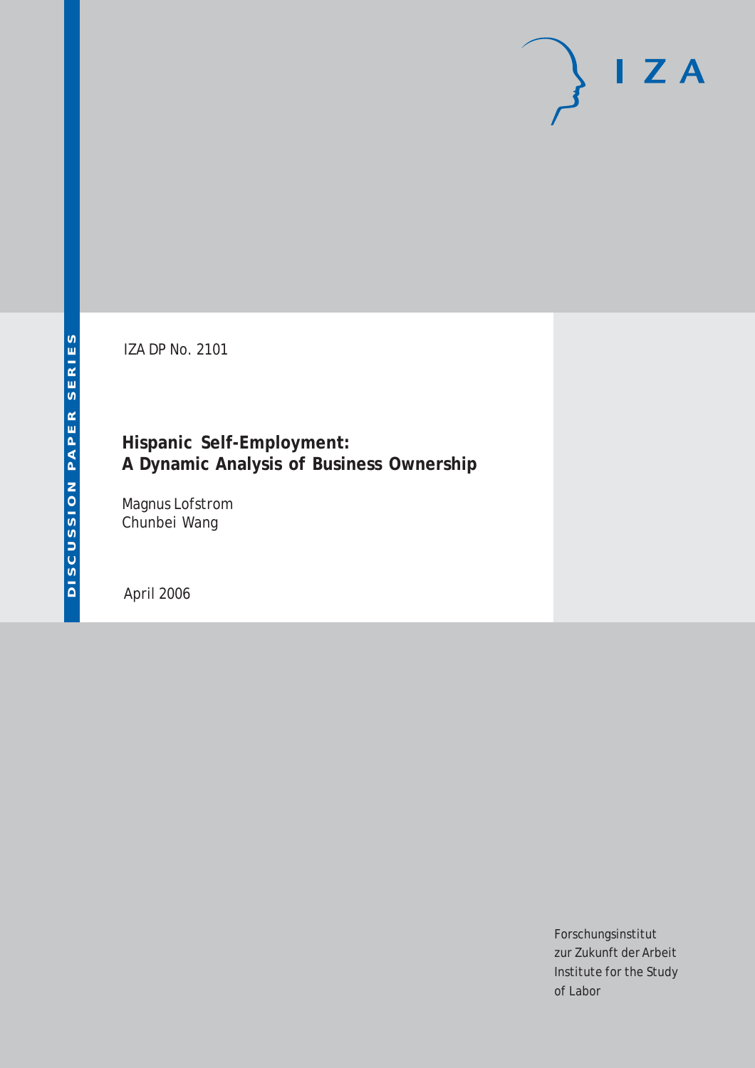DISCUSSION PAPER SERIES

IZA DP No. 2101

# Hispanic Self-Employment: A Dynamic Analysis of Business Ownership

Magnus Lofstrom
Chunbei Wang

April 2006

Forschungsinstitut
zur Zukunft der Arbeit
Institute for the Study
of Labor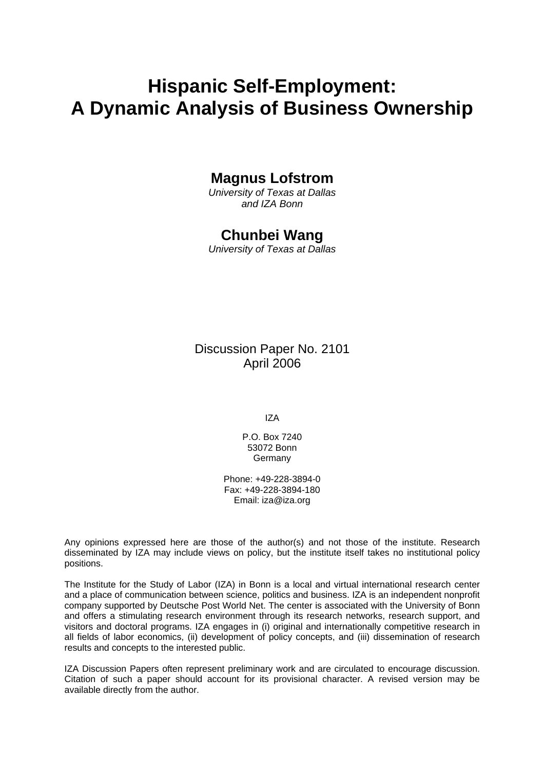# Hispanic Self-Employment: A Dynamic Analysis of Business Ownership

**Magnus Lofstrom**  
*University of Texas at Dallas and IZA Bonn*

**Chunbei Wang**  
*University of Texas at Dallas*

Discussion Paper No. 2101  
April 2006

IZA

P.O. Box 7240  
53072 Bonn  
Germany

Phone: +49-228-3894-0  
Fax: +49-228-3894-180  
Email: iza@iza.org

Any opinions expressed here are those of the author(s) and not those of the institute. Research disseminated by IZA may include views on policy, but the institute itself takes no institutional policy positions.

The Institute for the Study of Labor (IZA) in Bonn is a local and virtual international research center and a place of communication between science, politics and business. IZA is an independent nonprofit company supported by Deutsche Post World Net. The center is associated with the University of Bonn and offers a stimulating research environment through its research networks, research support, and visitors and doctoral programs. IZA engages in (i) original and internationally competitive research in all fields of labor economics, (ii) development of policy concepts, and (iii) dissemination of research results and concepts to the interested public.

IZA Discussion Papers often represent preliminary work and are circulated to encourage discussion. Citation of such a paper should account for its provisional character. A revised version may be available directly from the author.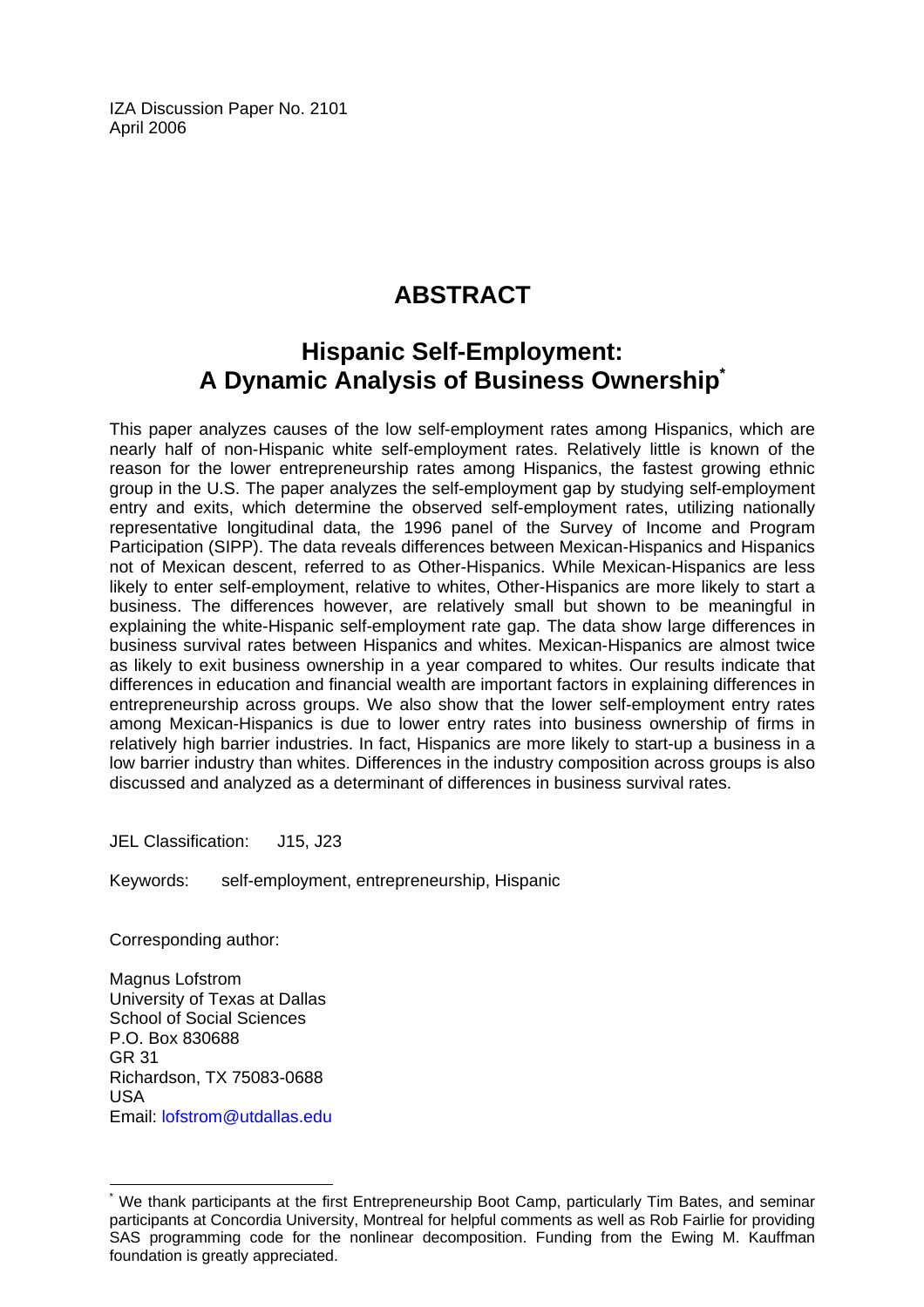IZA Discussion Paper No. 2101
April 2006

# ABSTRACT

## Hispanic Self-Employment: A Dynamic Analysis of Business Ownership*

This paper analyzes causes of the low self-employment rates among Hispanics, which are nearly half of non-Hispanic white self-employment rates. Relatively little is known of the reason for the lower entrepreneurship rates among Hispanics, the fastest growing ethnic group in the U.S. The paper analyzes the self-employment gap by studying self-employment entry and exits, which determine the observed self-employment rates, utilizing nationally representative longitudinal data, the 1996 panel of the Survey of Income and Program Participation (SIPP). The data reveals differences between Mexican-Hispanics and Hispanics not of Mexican descent, referred to as Other-Hispanics. While Mexican-Hispanics are less likely to enter self-employment, relative to whites, Other-Hispanics are more likely to start a business. The differences however, are relatively small but shown to be meaningful in explaining the white-Hispanic self-employment rate gap. The data show large differences in business survival rates between Hispanics and whites. Mexican-Hispanics are almost twice as likely to exit business ownership in a year compared to whites. Our results indicate that differences in education and financial wealth are important factors in explaining differences in entrepreneurship across groups. We also show that the lower self-employment entry rates among Mexican-Hispanics is due to lower entry rates into business ownership of firms in relatively high barrier industries. In fact, Hispanics are more likely to start-up a business in a low barrier industry than whites. Differences in the industry composition across groups is also discussed and analyzed as a determinant of differences in business survival rates.

JEL Classification: J15, J23

Keywords: self-employment, entrepreneurship, Hispanic

Corresponding author:

Magnus Lofstrom
University of Texas at Dallas
School of Social Sciences
P.O. Box 830688
GR 31
Richardson, TX 75083-0688
USA
Email: lofstrom@utdallas.edu

* We thank participants at the first Entrepreneurship Boot Camp, particularly Tim Bates, and seminar participants at Concordia University, Montreal for helpful comments as well as Rob Fairlie for providing SAS programming code for the nonlinear decomposition. Funding from the Ewing M. Kauffman foundation is greatly appreciated.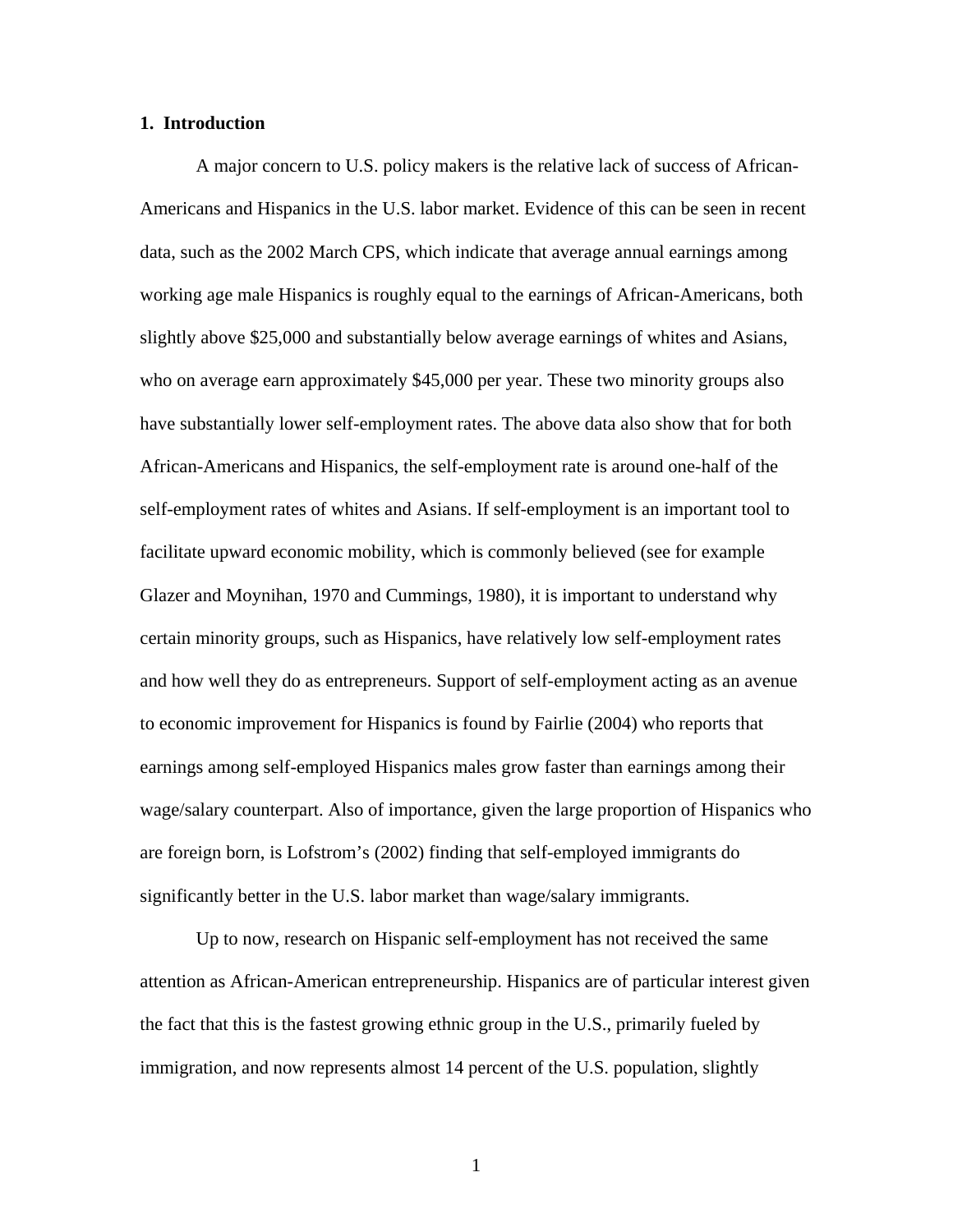## 1. Introduction

A major concern to U.S. policy makers is the relative lack of success of African-Americans and Hispanics in the U.S. labor market. Evidence of this can be seen in recent data, such as the 2002 March CPS, which indicate that average annual earnings among working age male Hispanics is roughly equal to the earnings of African-Americans, both slightly above $25,000 and substantially below average earnings of whites and Asians, who on average earn approximately $45,000 per year. These two minority groups also have substantially lower self-employment rates. The above data also show that for both African-Americans and Hispanics, the self-employment rate is around one-half of the self-employment rates of whites and Asians. If self-employment is an important tool to facilitate upward economic mobility, which is commonly believed (see for example Glazer and Moynihan, 1970 and Cummings, 1980), it is important to understand why certain minority groups, such as Hispanics, have relatively low self-employment rates and how well they do as entrepreneurs. Support of self-employment acting as an avenue to economic improvement for Hispanics is found by Fairlie (2004) who reports that earnings among self-employed Hispanics males grow faster than earnings among their wage/salary counterpart. Also of importance, given the large proportion of Hispanics who are foreign born, is Lofstrom's (2002) finding that self-employed immigrants do significantly better in the U.S. labor market than wage/salary immigrants.

Up to now, research on Hispanic self-employment has not received the same attention as African-American entrepreneurship. Hispanics are of particular interest given the fact that this is the fastest growing ethnic group in the U.S., primarily fueled by immigration, and now represents almost 14 percent of the U.S. population, slightly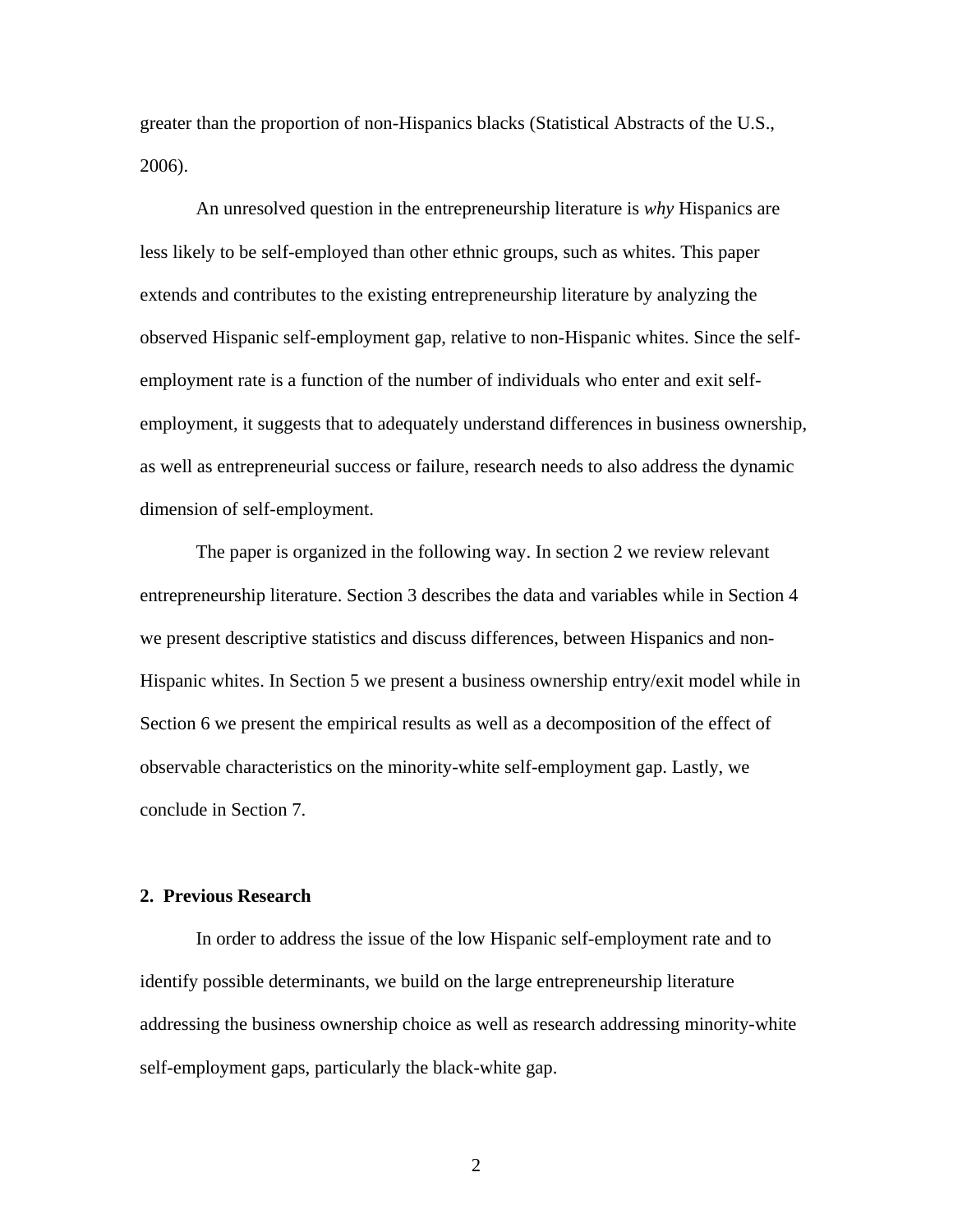greater than the proportion of non-Hispanics blacks (Statistical Abstracts of the U.S., 2006).

An unresolved question in the entrepreneurship literature is *why* Hispanics are less likely to be self-employed than other ethnic groups, such as whites. This paper extends and contributes to the existing entrepreneurship literature by analyzing the observed Hispanic self-employment gap, relative to non-Hispanic whites. Since the self-employment rate is a function of the number of individuals who enter and exit self-employment, it suggests that to adequately understand differences in business ownership, as well as entrepreneurial success or failure, research needs to also address the dynamic dimension of self-employment.

The paper is organized in the following way. In section 2 we review relevant entrepreneurship literature. Section 3 describes the data and variables while in Section 4 we present descriptive statistics and discuss differences, between Hispanics and non-Hispanic whites. In Section 5 we present a business ownership entry/exit model while in Section 6 we present the empirical results as well as a decomposition of the effect of observable characteristics on the minority-white self-employment gap. Lastly, we conclude in Section 7.

## 2. Previous Research

In order to address the issue of the low Hispanic self-employment rate and to identify possible determinants, we build on the large entrepreneurship literature addressing the business ownership choice as well as research addressing minority-white self-employment gaps, particularly the black-white gap.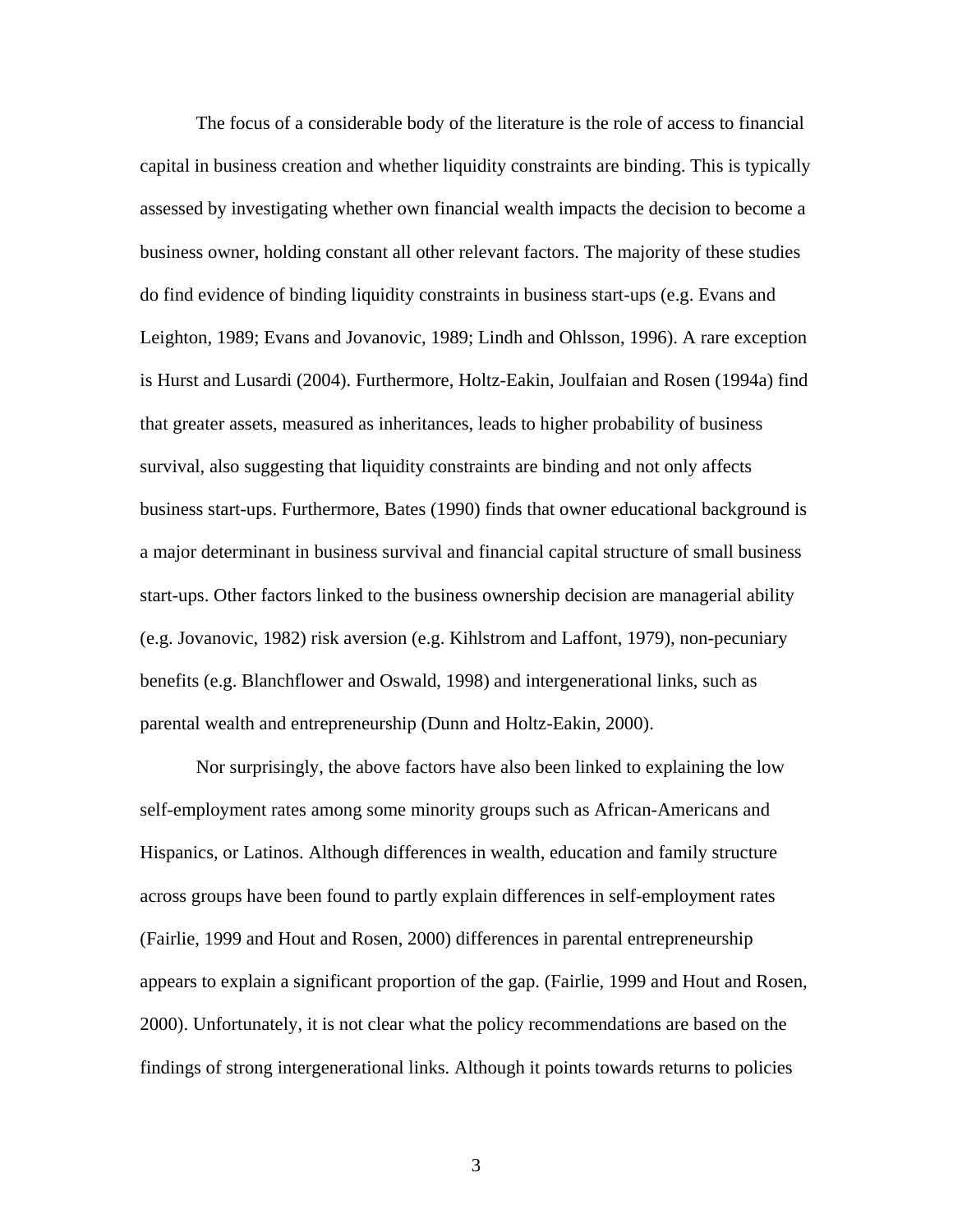The focus of a considerable body of the literature is the role of access to financial capital in business creation and whether liquidity constraints are binding. This is typically assessed by investigating whether own financial wealth impacts the decision to become a business owner, holding constant all other relevant factors. The majority of these studies do find evidence of binding liquidity constraints in business start-ups (e.g. Evans and Leighton, 1989; Evans and Jovanovic, 1989; Lindh and Ohlsson, 1996). A rare exception is Hurst and Lusardi (2004). Furthermore, Holtz-Eakin, Joulfaian and Rosen (1994a) find that greater assets, measured as inheritances, leads to higher probability of business survival, also suggesting that liquidity constraints are binding and not only affects business start-ups. Furthermore, Bates (1990) finds that owner educational background is a major determinant in business survival and financial capital structure of small business start-ups. Other factors linked to the business ownership decision are managerial ability (e.g. Jovanovic, 1982) risk aversion (e.g. Kihlstrom and Laffont, 1979), non-pecuniary benefits (e.g. Blanchflower and Oswald, 1998) and intergenerational links, such as parental wealth and entrepreneurship (Dunn and Holtz-Eakin, 2000).

Nor surprisingly, the above factors have also been linked to explaining the low self-employment rates among some minority groups such as African-Americans and Hispanics, or Latinos. Although differences in wealth, education and family structure across groups have been found to partly explain differences in self-employment rates (Fairlie, 1999 and Hout and Rosen, 2000) differences in parental entrepreneurship appears to explain a significant proportion of the gap. (Fairlie, 1999 and Hout and Rosen, 2000). Unfortunately, it is not clear what the policy recommendations are based on the findings of strong intergenerational links. Although it points towards returns to policies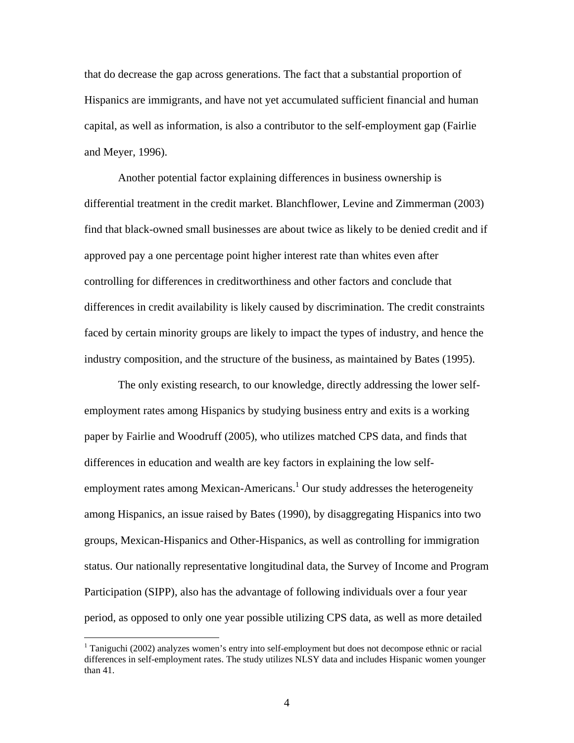that do decrease the gap across generations. The fact that a substantial proportion of Hispanics are immigrants, and have not yet accumulated sufficient financial and human capital, as well as information, is also a contributor to the self-employment gap (Fairlie and Meyer, 1996).

Another potential factor explaining differences in business ownership is differential treatment in the credit market. Blanchflower, Levine and Zimmerman (2003) find that black-owned small businesses are about twice as likely to be denied credit and if approved pay a one percentage point higher interest rate than whites even after controlling for differences in creditworthiness and other factors and conclude that differences in credit availability is likely caused by discrimination. The credit constraints faced by certain minority groups are likely to impact the types of industry, and hence the industry composition, and the structure of the business, as maintained by Bates (1995).

The only existing research, to our knowledge, directly addressing the lower self-employment rates among Hispanics by studying business entry and exits is a working paper by Fairlie and Woodruff (2005), who utilizes matched CPS data, and finds that differences in education and wealth are key factors in explaining the low self-employment rates among Mexican-Americans.[1] Our study addresses the heterogeneity among Hispanics, an issue raised by Bates (1990), by disaggregating Hispanics into two groups, Mexican-Hispanics and Other-Hispanics, as well as controlling for immigration status. Our nationally representative longitudinal data, the Survey of Income and Program Participation (SIPP), also has the advantage of following individuals over a four year period, as opposed to only one year possible utilizing CPS data, as well as more detailed

[1] Taniguchi (2002) analyzes women's entry into self-employment but does not decompose ethnic or racial differences in self-employment rates. The study utilizes NLSY data and includes Hispanic women younger than 41.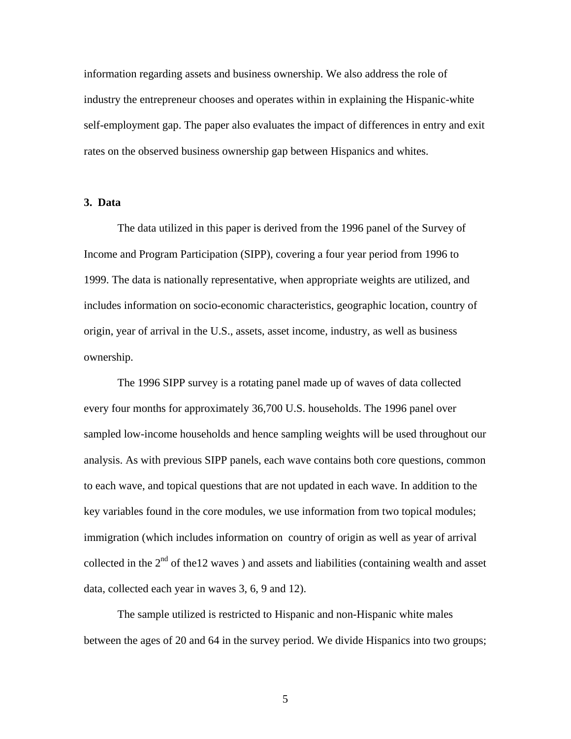information regarding assets and business ownership. We also address the role of industry the entrepreneur chooses and operates within in explaining the Hispanic-white self-employment gap. The paper also evaluates the impact of differences in entry and exit rates on the observed business ownership gap between Hispanics and whites.

## 3. Data

The data utilized in this paper is derived from the 1996 panel of the Survey of Income and Program Participation (SIPP), covering a four year period from 1996 to 1999. The data is nationally representative, when appropriate weights are utilized, and includes information on socio-economic characteristics, geographic location, country of origin, year of arrival in the U.S., assets, asset income, industry, as well as business ownership.

The 1996 SIPP survey is a rotating panel made up of waves of data collected every four months for approximately 36,700 U.S. households. The 1996 panel over sampled low-income households and hence sampling weights will be used throughout our analysis. As with previous SIPP panels, each wave contains both core questions, common to each wave, and topical questions that are not updated in each wave. In addition to the key variables found in the core modules, we use information from two topical modules; immigration (which includes information on country of origin as well as year of arrival collected in the 2nd of the12 waves ) and assets and liabilities (containing wealth and asset data, collected each year in waves 3, 6, 9 and 12).

The sample utilized is restricted to Hispanic and non-Hispanic white males between the ages of 20 and 64 in the survey period. We divide Hispanics into two groups;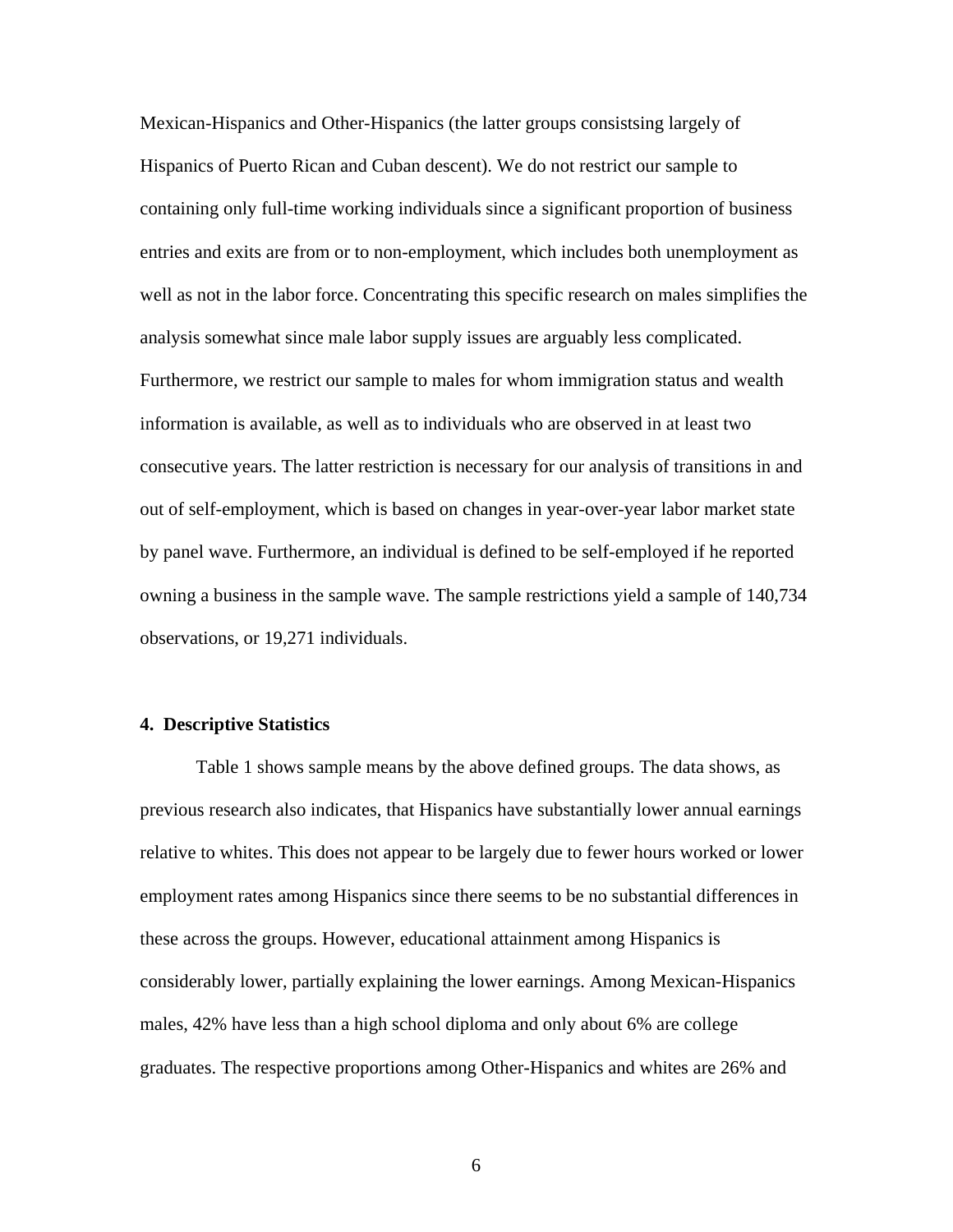Mexican-Hispanics and Other-Hispanics (the latter groups consistsing largely of Hispanics of Puerto Rican and Cuban descent). We do not restrict our sample to containing only full-time working individuals since a significant proportion of business entries and exits are from or to non-employment, which includes both unemployment as well as not in the labor force. Concentrating this specific research on males simplifies the analysis somewhat since male labor supply issues are arguably less complicated. Furthermore, we restrict our sample to males for whom immigration status and wealth information is available, as well as to individuals who are observed in at least two consecutive years. The latter restriction is necessary for our analysis of transitions in and out of self-employment, which is based on changes in year-over-year labor market state by panel wave. Furthermore, an individual is defined to be self-employed if he reported owning a business in the sample wave. The sample restrictions yield a sample of 140,734 observations, or 19,271 individuals.

## 4. Descriptive Statistics

Table 1 shows sample means by the above defined groups. The data shows, as previous research also indicates, that Hispanics have substantially lower annual earnings relative to whites. This does not appear to be largely due to fewer hours worked or lower employment rates among Hispanics since there seems to be no substantial differences in these across the groups. However, educational attainment among Hispanics is considerably lower, partially explaining the lower earnings. Among Mexican-Hispanics males, 42% have less than a high school diploma and only about 6% are college graduates. The respective proportions among Other-Hispanics and whites are 26% and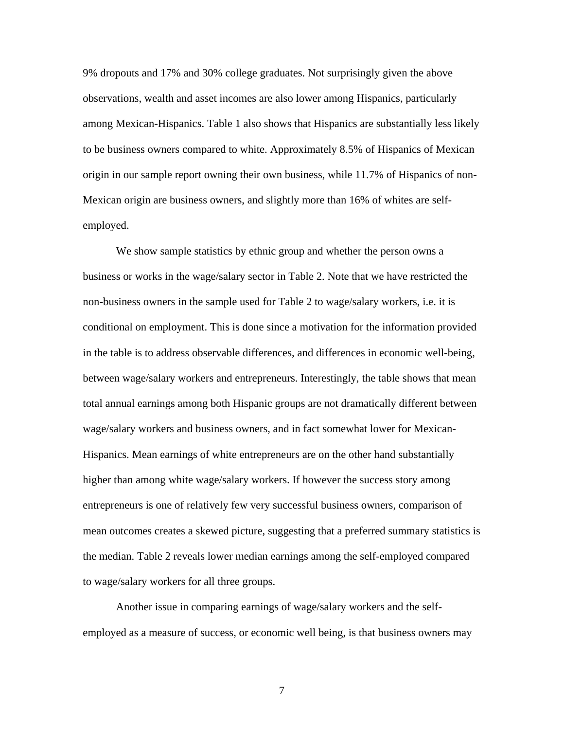9% dropouts and 17% and 30% college graduates. Not surprisingly given the above observations, wealth and asset incomes are also lower among Hispanics, particularly among Mexican-Hispanics. Table 1 also shows that Hispanics are substantially less likely to be business owners compared to white. Approximately 8.5% of Hispanics of Mexican origin in our sample report owning their own business, while 11.7% of Hispanics of non-Mexican origin are business owners, and slightly more than 16% of whites are self-employed.

We show sample statistics by ethnic group and whether the person owns a business or works in the wage/salary sector in Table 2. Note that we have restricted the non-business owners in the sample used for Table 2 to wage/salary workers, i.e. it is conditional on employment. This is done since a motivation for the information provided in the table is to address observable differences, and differences in economic well-being, between wage/salary workers and entrepreneurs. Interestingly, the table shows that mean total annual earnings among both Hispanic groups are not dramatically different between wage/salary workers and business owners, and in fact somewhat lower for Mexican-Hispanics. Mean earnings of white entrepreneurs are on the other hand substantially higher than among white wage/salary workers. If however the success story among entrepreneurs is one of relatively few very successful business owners, comparison of mean outcomes creates a skewed picture, suggesting that a preferred summary statistics is the median. Table 2 reveals lower median earnings among the self-employed compared to wage/salary workers for all three groups.

Another issue in comparing earnings of wage/salary workers and the self-employed as a measure of success, or economic well being, is that business owners may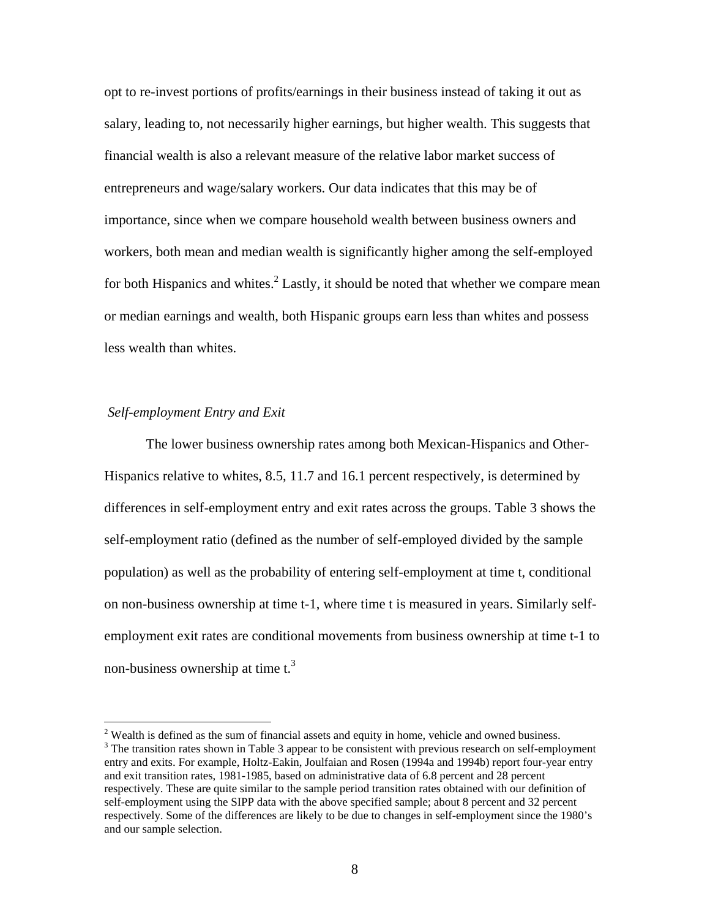opt to re-invest portions of profits/earnings in their business instead of taking it out as salary, leading to, not necessarily higher earnings, but higher wealth. This suggests that financial wealth is also a relevant measure of the relative labor market success of entrepreneurs and wage/salary workers. Our data indicates that this may be of importance, since when we compare household wealth between business owners and workers, both mean and median wealth is significantly higher among the self-employed for both Hispanics and whites.[2] Lastly, it should be noted that whether we compare mean or median earnings and wealth, both Hispanic groups earn less than whites and possess less wealth than whites.

*Self-employment Entry and Exit*

The lower business ownership rates among both Mexican-Hispanics and Other-Hispanics relative to whites, 8.5, 11.7 and 16.1 percent respectively, is determined by differences in self-employment entry and exit rates across the groups. Table 3 shows the self-employment ratio (defined as the number of self-employed divided by the sample population) as well as the probability of entering self-employment at time t, conditional on non-business ownership at time t-1, where time t is measured in years. Similarly self-employment exit rates are conditional movements from business ownership at time t-1 to non-business ownership at time t.[3]

[2] Wealth is defined as the sum of financial assets and equity in home, vehicle and owned business.

[3] The transition rates shown in Table 3 appear to be consistent with previous research on self-employment entry and exits. For example, Holtz-Eakin, Joulfaian and Rosen (1994a and 1994b) report four-year entry and exit transition rates, 1981-1985, based on administrative data of 6.8 percent and 28 percent respectively. These are quite similar to the sample period transition rates obtained with our definition of self-employment using the SIPP data with the above specified sample; about 8 percent and 32 percent respectively. Some of the differences are likely to be due to changes in self-employment since the 1980's and our sample selection.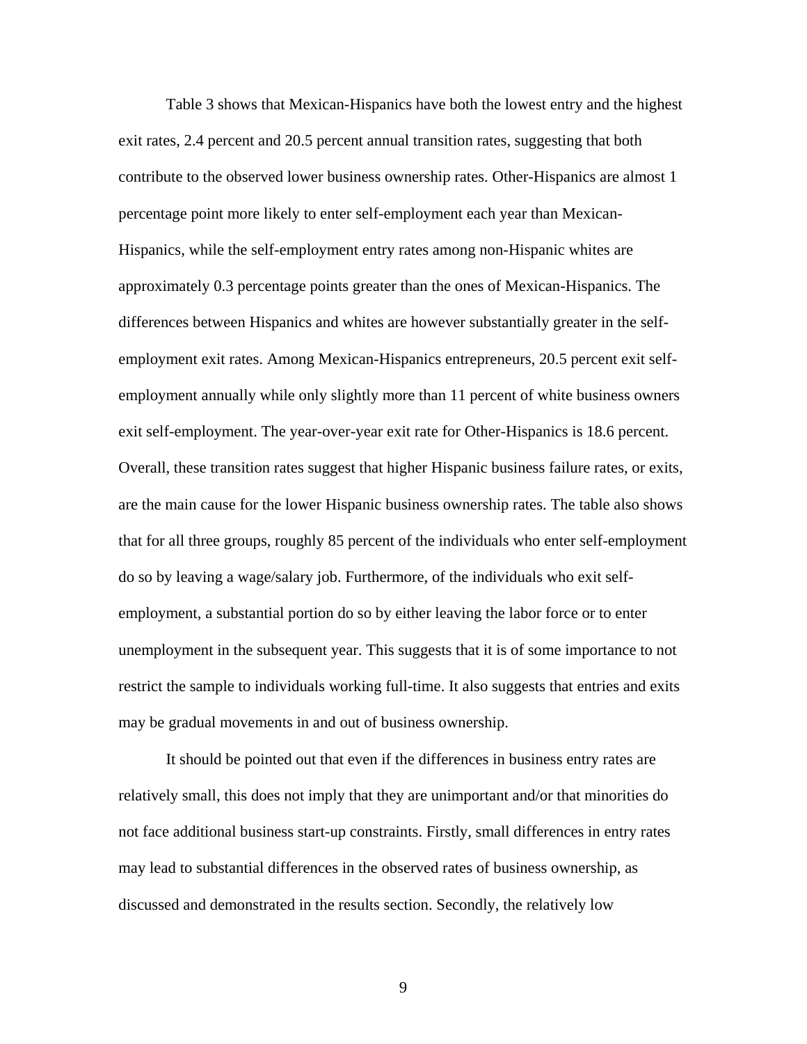Table 3 shows that Mexican-Hispanics have both the lowest entry and the highest exit rates, 2.4 percent and 20.5 percent annual transition rates, suggesting that both contribute to the observed lower business ownership rates. Other-Hispanics are almost 1 percentage point more likely to enter self-employment each year than Mexican-Hispanics, while the self-employment entry rates among non-Hispanic whites are approximately 0.3 percentage points greater than the ones of Mexican-Hispanics. The differences between Hispanics and whites are however substantially greater in the self-employment exit rates. Among Mexican-Hispanics entrepreneurs, 20.5 percent exit self-employment annually while only slightly more than 11 percent of white business owners exit self-employment. The year-over-year exit rate for Other-Hispanics is 18.6 percent. Overall, these transition rates suggest that higher Hispanic business failure rates, or exits, are the main cause for the lower Hispanic business ownership rates. The table also shows that for all three groups, roughly 85 percent of the individuals who enter self-employment do so by leaving a wage/salary job. Furthermore, of the individuals who exit self-employment, a substantial portion do so by either leaving the labor force or to enter unemployment in the subsequent year. This suggests that it is of some importance to not restrict the sample to individuals working full-time. It also suggests that entries and exits may be gradual movements in and out of business ownership.

It should be pointed out that even if the differences in business entry rates are relatively small, this does not imply that they are unimportant and/or that minorities do not face additional business start-up constraints. Firstly, small differences in entry rates may lead to substantial differences in the observed rates of business ownership, as discussed and demonstrated in the results section. Secondly, the relatively low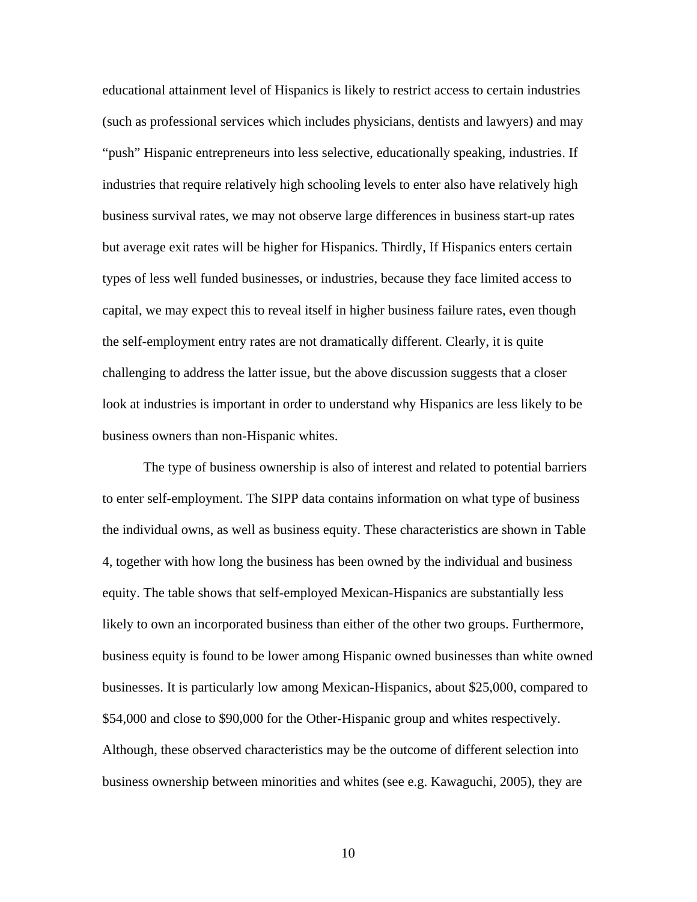educational attainment level of Hispanics is likely to restrict access to certain industries (such as professional services which includes physicians, dentists and lawyers) and may "push" Hispanic entrepreneurs into less selective, educationally speaking, industries. If industries that require relatively high schooling levels to enter also have relatively high business survival rates, we may not observe large differences in business start-up rates but average exit rates will be higher for Hispanics. Thirdly, If Hispanics enters certain types of less well funded businesses, or industries, because they face limited access to capital, we may expect this to reveal itself in higher business failure rates, even though the self-employment entry rates are not dramatically different. Clearly, it is quite challenging to address the latter issue, but the above discussion suggests that a closer look at industries is important in order to understand why Hispanics are less likely to be business owners than non-Hispanic whites.

The type of business ownership is also of interest and related to potential barriers to enter self-employment. The SIPP data contains information on what type of business the individual owns, as well as business equity. These characteristics are shown in Table 4, together with how long the business has been owned by the individual and business equity. The table shows that self-employed Mexican-Hispanics are substantially less likely to own an incorporated business than either of the other two groups. Furthermore, business equity is found to be lower among Hispanic owned businesses than white owned businesses. It is particularly low among Mexican-Hispanics, about $25,000, compared to $54,000 and close to $90,000 for the Other-Hispanic group and whites respectively. Although, these observed characteristics may be the outcome of different selection into business ownership between minorities and whites (see e.g. Kawaguchi, 2005), they are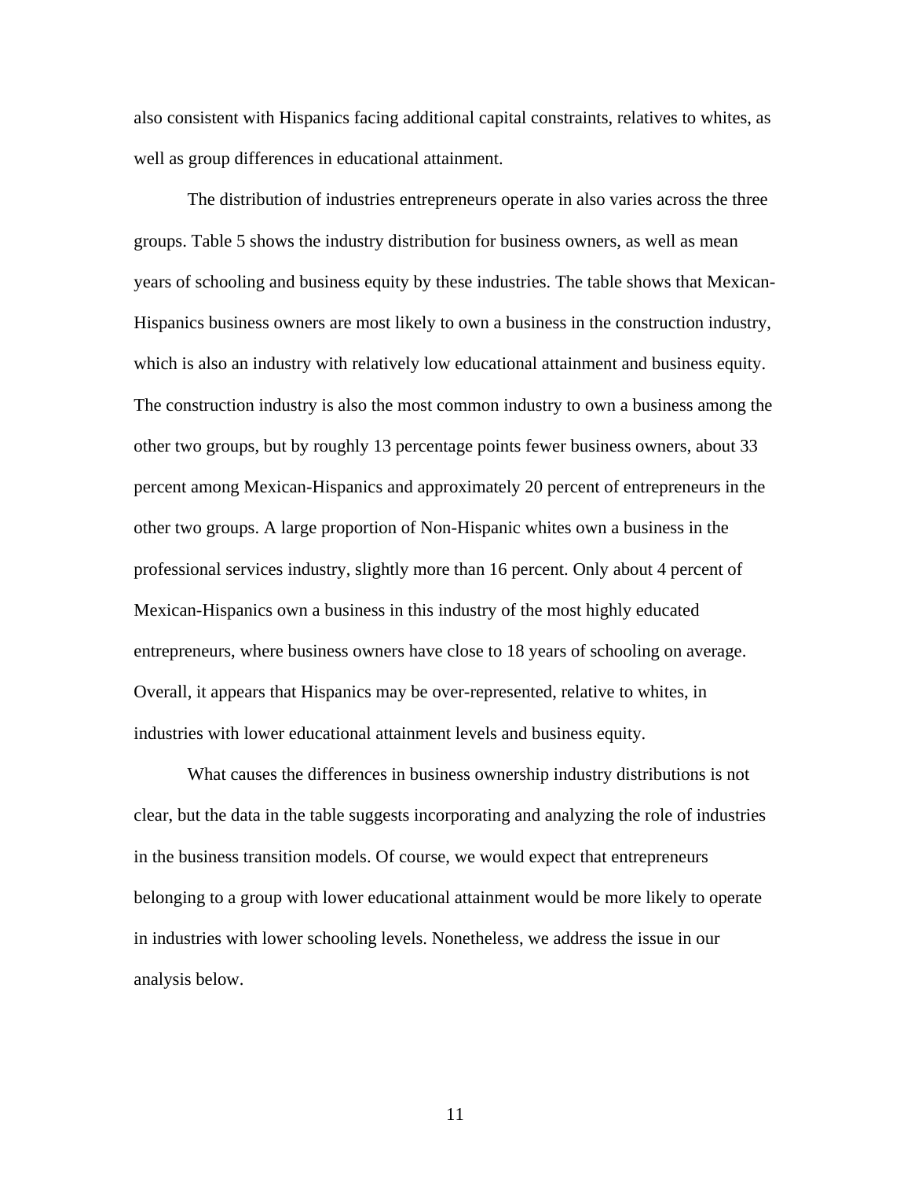also consistent with Hispanics facing additional capital constraints, relatives to whites, as well as group differences in educational attainment.

The distribution of industries entrepreneurs operate in also varies across the three groups. Table 5 shows the industry distribution for business owners, as well as mean years of schooling and business equity by these industries. The table shows that Mexican-Hispanics business owners are most likely to own a business in the construction industry, which is also an industry with relatively low educational attainment and business equity. The construction industry is also the most common industry to own a business among the other two groups, but by roughly 13 percentage points fewer business owners, about 33 percent among Mexican-Hispanics and approximately 20 percent of entrepreneurs in the other two groups. A large proportion of Non-Hispanic whites own a business in the professional services industry, slightly more than 16 percent. Only about 4 percent of Mexican-Hispanics own a business in this industry of the most highly educated entrepreneurs, where business owners have close to 18 years of schooling on average. Overall, it appears that Hispanics may be over-represented, relative to whites, in industries with lower educational attainment levels and business equity.

What causes the differences in business ownership industry distributions is not clear, but the data in the table suggests incorporating and analyzing the role of industries in the business transition models. Of course, we would expect that entrepreneurs belonging to a group with lower educational attainment would be more likely to operate in industries with lower schooling levels. Nonetheless, we address the issue in our analysis below.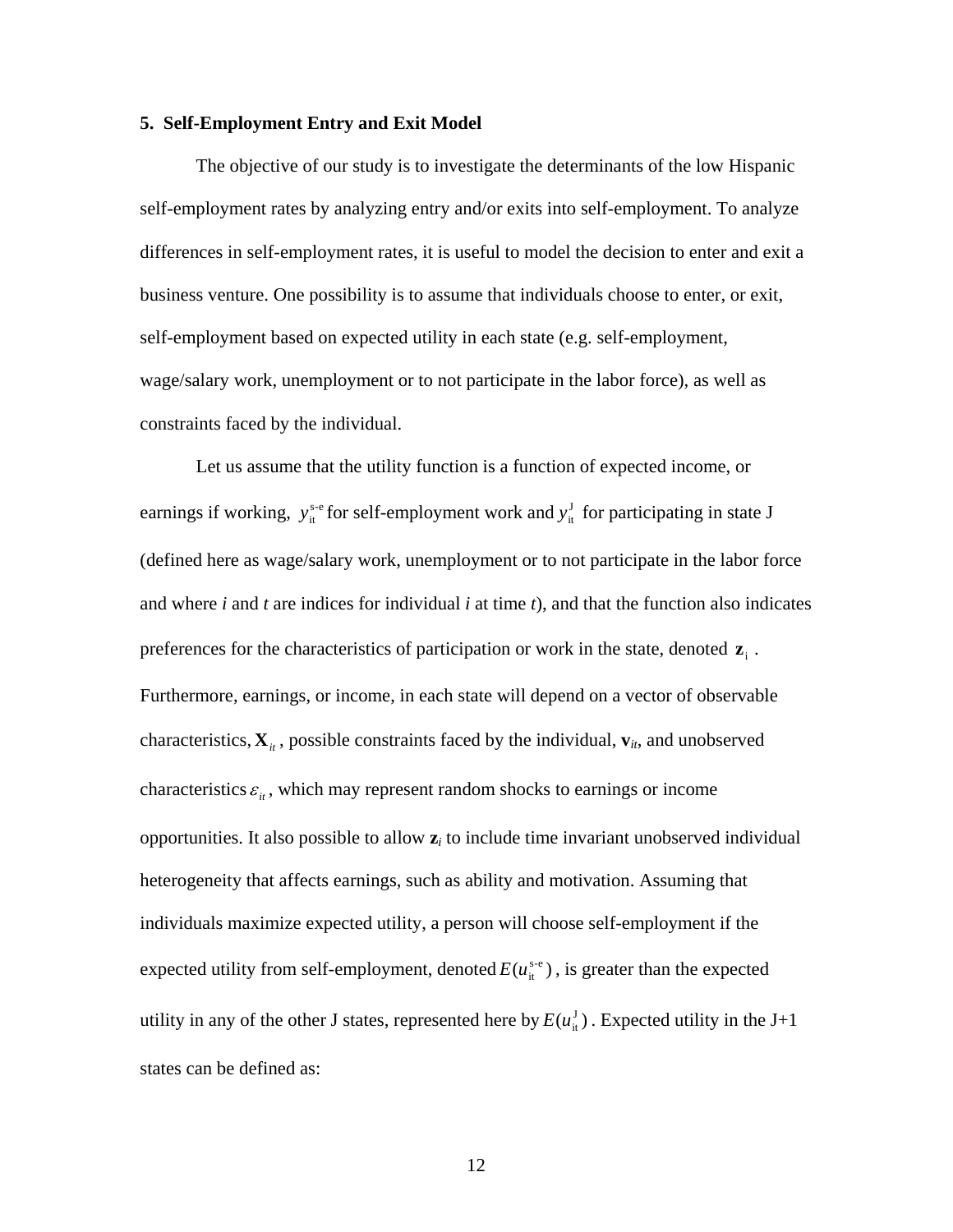## 5. Self-Employment Entry and Exit Model

The objective of our study is to investigate the determinants of the low Hispanic self-employment rates by analyzing entry and/or exits into self-employment. To analyze differences in self-employment rates, it is useful to model the decision to enter and exit a business venture. One possibility is to assume that individuals choose to enter, or exit, self-employment based on expected utility in each state (e.g. self-employment, wage/salary work, unemployment or to not participate in the labor force), as well as constraints faced by the individual.

Let us assume that the utility function is a function of expected income, or earnings if working, $y_{\mathrm{it}}^{\mathrm{s\text{-}e}}$ for self-employment work and $y_{\mathrm{it}}^{\mathrm{J}}$ for participating in state J (defined here as wage/salary work, unemployment or to not participate in the labor force and where *i* and *t* are indices for individual *i* at time *t*), and that the function also indicates preferences for the characteristics of participation or work in the state, denoted $\mathbf{z}_{\mathrm{i}}$ . Furthermore, earnings, or income, in each state will depend on a vector of observable characteristics, $\mathbf{X}_{it}$ , possible constraints faced by the individual, $\mathbf{v}_{it}$, and unobserved characteristics $\varepsilon_{it}$ , which may represent random shocks to earnings or income opportunities. It also possible to allow $\mathbf{z}_i$ to include time invariant unobserved individual heterogeneity that affects earnings, such as ability and motivation. Assuming that individuals maximize expected utility, a person will choose self-employment if the expected utility from self-employment, denoted $E(u_{\mathrm{it}}^{\mathrm{s\text{-}e}})$ , is greater than the expected utility in any of the other J states, represented here by $E(u_{\mathrm{it}}^{\mathrm{J}})$ . Expected utility in the J+1 states can be defined as: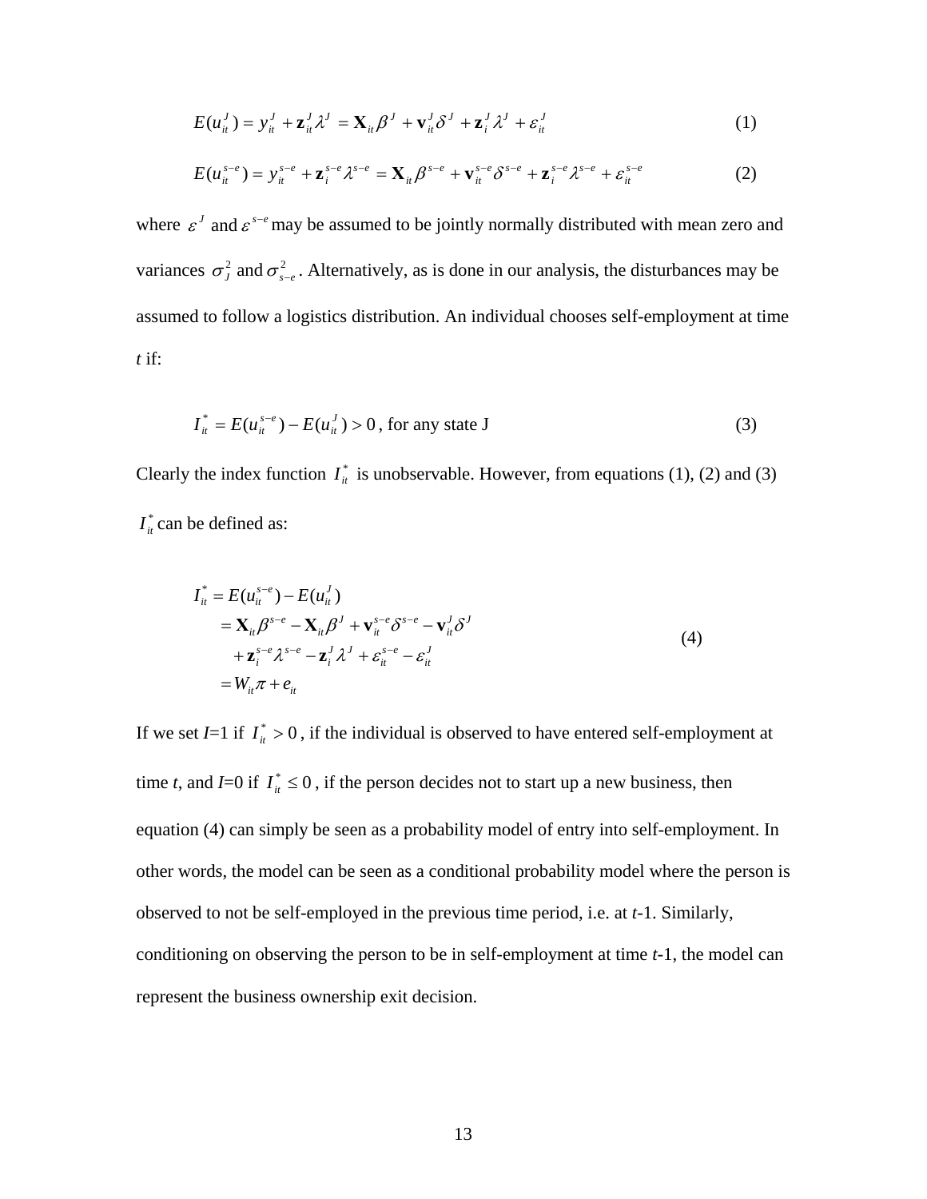$$E(u_{it}^{J}) = y_{it}^{J} + \mathbf{z}_{it}^{J}\lambda^{J} = \mathbf{X}_{it}\beta^{J} + \mathbf{v}_{it}^{J}\delta^{J} + \mathbf{z}_{i}^{J}\lambda^{J} + \varepsilon_{it}^{J} \tag{1}$$

$$E(u_{it}^{s-e}) = y_{it}^{s-e} + \mathbf{z}_{i}^{s-e}\lambda^{s-e} = \mathbf{X}_{it}\beta^{s-e} + \mathbf{v}_{it}^{s-e}\delta^{s-e} + \mathbf{z}_{i}^{s-e}\lambda^{s-e} + \varepsilon_{it}^{s-e} \tag{2}$$

where $\varepsilon^{J}$ and $\varepsilon^{s-e}$ may be assumed to be jointly normally distributed with mean zero and variances $\sigma_{J}^{2}$ and $\sigma_{s-e}^{2}$. Alternatively, as is done in our analysis, the disturbances may be assumed to follow a logistics distribution. An individual chooses self-employment at time *t* if:

$$I_{it}^{*} = E(u_{it}^{s-e}) - E(u_{it}^{J}) > 0 \text{, for any state J} \tag{3}$$

Clearly the index function $I_{it}^{*}$ is unobservable. However, from equations (1), (2) and (3) $I_{it}^{*}$ can be defined as:

$$\begin{aligned} I_{it}^{*} &= E(u_{it}^{s-e}) - E(u_{it}^{J}) \\ &= \mathbf{X}_{it}\beta^{s-e} - \mathbf{X}_{it}\beta^{J} + \mathbf{v}_{it}^{s-e}\delta^{s-e} - \mathbf{v}_{it}^{J}\delta^{J} \\ &\quad + \mathbf{z}_{i}^{s-e}\lambda^{s-e} - \mathbf{z}_{i}^{J}\lambda^{J} + \varepsilon_{it}^{s-e} - \varepsilon_{it}^{J} \\ &= W_{it}\pi + e_{it} \end{aligned} \tag{4}$$

If we set *I*=1 if $I_{it}^{*} > 0$, if the individual is observed to have entered self-employment at time *t*, and *I*=0 if $I_{it}^{*} \leq 0$, if the person decides not to start up a new business, then equation (4) can simply be seen as a probability model of entry into self-employment. In other words, the model can be seen as a conditional probability model where the person is observed to not be self-employed in the previous time period, i.e. at *t*-1. Similarly, conditioning on observing the person to be in self-employment at time *t*-1, the model can represent the business ownership exit decision.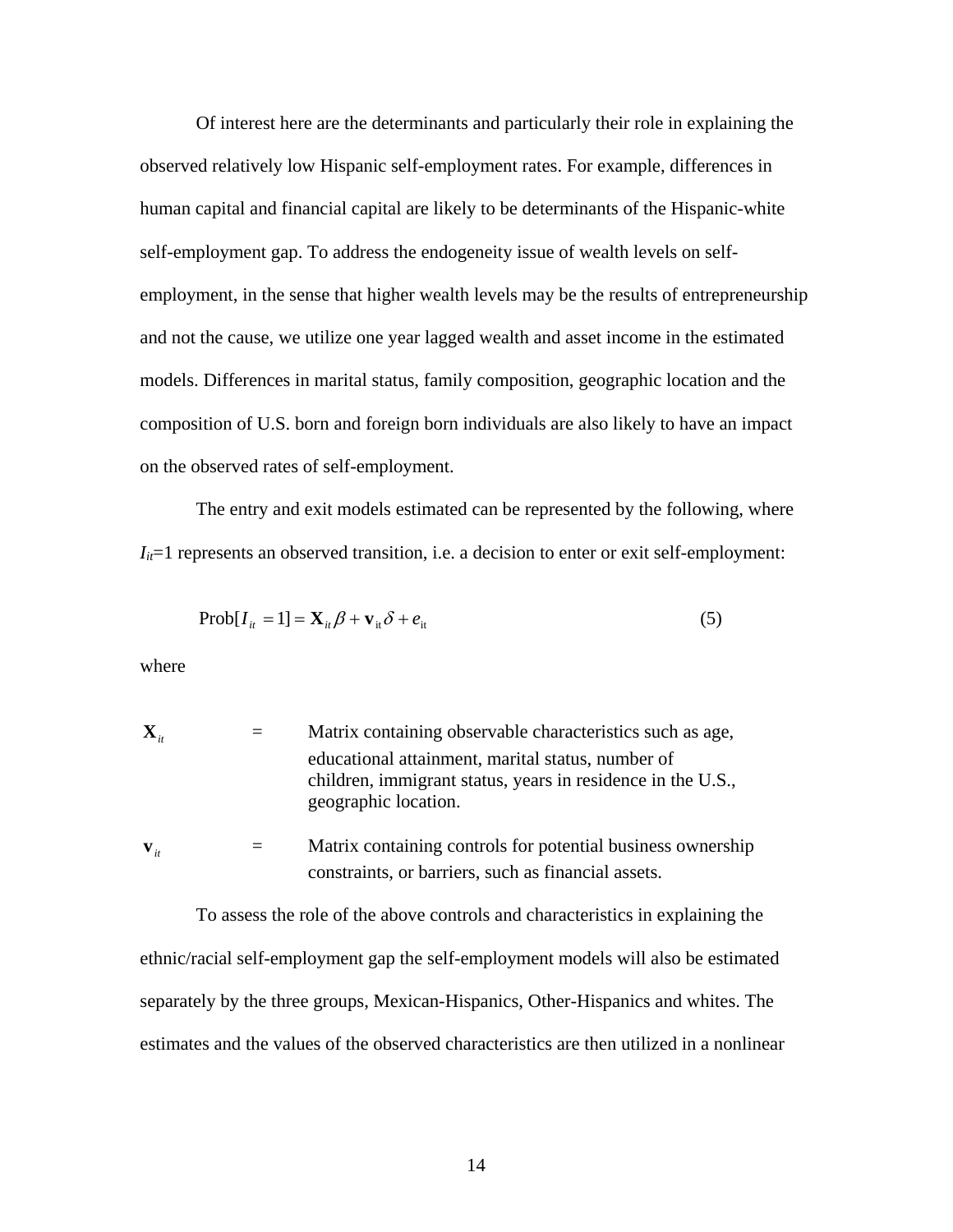Of interest here are the determinants and particularly their role in explaining the observed relatively low Hispanic self-employment rates. For example, differences in human capital and financial capital are likely to be determinants of the Hispanic-white self-employment gap. To address the endogeneity issue of wealth levels on self-employment, in the sense that higher wealth levels may be the results of entrepreneurship and not the cause, we utilize one year lagged wealth and asset income in the estimated models. Differences in marital status, family composition, geographic location and the composition of U.S. born and foreign born individuals are also likely to have an impact on the observed rates of self-employment.

The entry and exit models estimated can be represented by the following, where $I_{it}$=1 represents an observed transition, i.e. a decision to enter or exit self-employment:

$$\text{Prob}[I_{it} = 1] = \mathbf{X}_{it}\beta + \mathbf{v}_{\text{it}}\delta + e_{\text{it}} \tag{5}$$

where

| | | |
|---|---|---|
| $\mathbf{X}_{it}$ | = | Matrix containing observable characteristics such as age, educational attainment, marital status, number of children, immigrant status, years in residence in the U.S., geographic location. |
| $\mathbf{v}_{it}$ | = | Matrix containing controls for potential business ownership constraints, or barriers, such as financial assets. |

To assess the role of the above controls and characteristics in explaining the ethnic/racial self-employment gap the self-employment models will also be estimated separately by the three groups, Mexican-Hispanics, Other-Hispanics and whites. The estimates and the values of the observed characteristics are then utilized in a nonlinear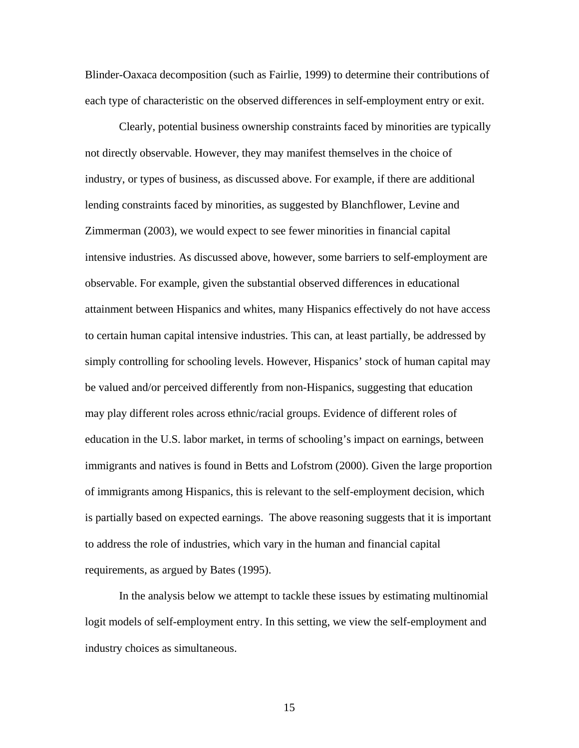Blinder-Oaxaca decomposition (such as Fairlie, 1999) to determine their contributions of each type of characteristic on the observed differences in self-employment entry or exit.

Clearly, potential business ownership constraints faced by minorities are typically not directly observable. However, they may manifest themselves in the choice of industry, or types of business, as discussed above. For example, if there are additional lending constraints faced by minorities, as suggested by Blanchflower, Levine and Zimmerman (2003), we would expect to see fewer minorities in financial capital intensive industries. As discussed above, however, some barriers to self-employment are observable. For example, given the substantial observed differences in educational attainment between Hispanics and whites, many Hispanics effectively do not have access to certain human capital intensive industries. This can, at least partially, be addressed by simply controlling for schooling levels. However, Hispanics' stock of human capital may be valued and/or perceived differently from non-Hispanics, suggesting that education may play different roles across ethnic/racial groups. Evidence of different roles of education in the U.S. labor market, in terms of schooling's impact on earnings, between immigrants and natives is found in Betts and Lofstrom (2000). Given the large proportion of immigrants among Hispanics, this is relevant to the self-employment decision, which is partially based on expected earnings. The above reasoning suggests that it is important to address the role of industries, which vary in the human and financial capital requirements, as argued by Bates (1995).

In the analysis below we attempt to tackle these issues by estimating multinomial logit models of self-employment entry. In this setting, we view the self-employment and industry choices as simultaneous.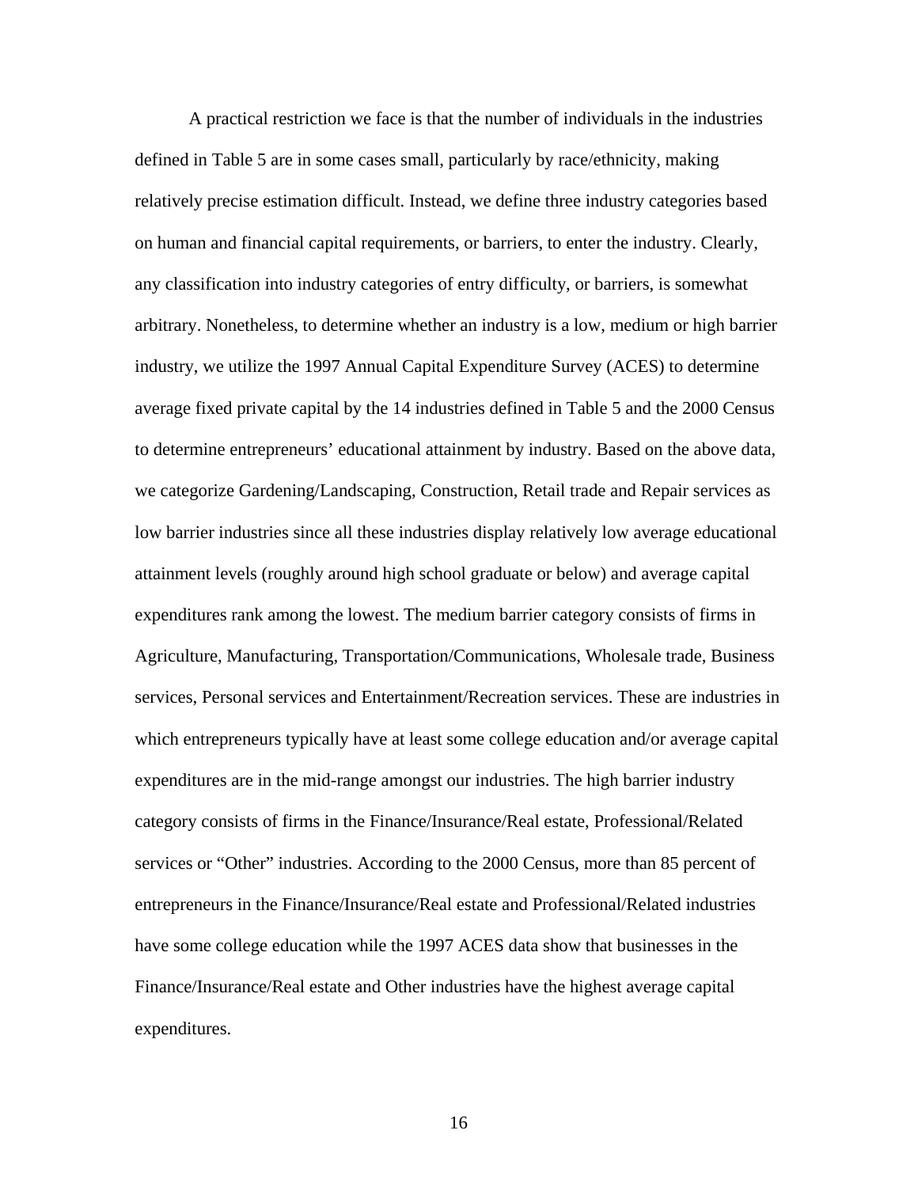A practical restriction we face is that the number of individuals in the industries defined in Table 5 are in some cases small, particularly by race/ethnicity, making relatively precise estimation difficult. Instead, we define three industry categories based on human and financial capital requirements, or barriers, to enter the industry. Clearly, any classification into industry categories of entry difficulty, or barriers, is somewhat arbitrary. Nonetheless, to determine whether an industry is a low, medium or high barrier industry, we utilize the 1997 Annual Capital Expenditure Survey (ACES) to determine average fixed private capital by the 14 industries defined in Table 5 and the 2000 Census to determine entrepreneurs' educational attainment by industry. Based on the above data, we categorize Gardening/Landscaping, Construction, Retail trade and Repair services as low barrier industries since all these industries display relatively low average educational attainment levels (roughly around high school graduate or below) and average capital expenditures rank among the lowest. The medium barrier category consists of firms in Agriculture, Manufacturing, Transportation/Communications, Wholesale trade, Business services, Personal services and Entertainment/Recreation services. These are industries in which entrepreneurs typically have at least some college education and/or average capital expenditures are in the mid-range amongst our industries. The high barrier industry category consists of firms in the Finance/Insurance/Real estate, Professional/Related services or "Other" industries. According to the 2000 Census, more than 85 percent of entrepreneurs in the Finance/Insurance/Real estate and Professional/Related industries have some college education while the 1997 ACES data show that businesses in the Finance/Insurance/Real estate and Other industries have the highest average capital expenditures.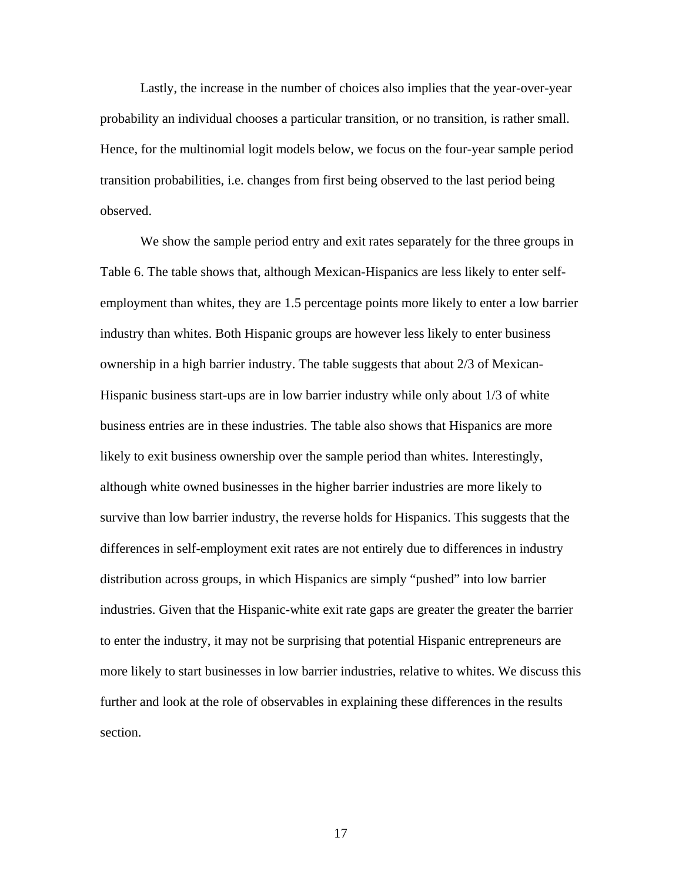Lastly, the increase in the number of choices also implies that the year-over-year probability an individual chooses a particular transition, or no transition, is rather small. Hence, for the multinomial logit models below, we focus on the four-year sample period transition probabilities, i.e. changes from first being observed to the last period being observed.

We show the sample period entry and exit rates separately for the three groups in Table 6. The table shows that, although Mexican-Hispanics are less likely to enter self-employment than whites, they are 1.5 percentage points more likely to enter a low barrier industry than whites. Both Hispanic groups are however less likely to enter business ownership in a high barrier industry. The table suggests that about 2/3 of Mexican-Hispanic business start-ups are in low barrier industry while only about 1/3 of white business entries are in these industries. The table also shows that Hispanics are more likely to exit business ownership over the sample period than whites. Interestingly, although white owned businesses in the higher barrier industries are more likely to survive than low barrier industry, the reverse holds for Hispanics. This suggests that the differences in self-employment exit rates are not entirely due to differences in industry distribution across groups, in which Hispanics are simply "pushed" into low barrier industries. Given that the Hispanic-white exit rate gaps are greater the greater the barrier to enter the industry, it may not be surprising that potential Hispanic entrepreneurs are more likely to start businesses in low barrier industries, relative to whites. We discuss this further and look at the role of observables in explaining these differences in the results section.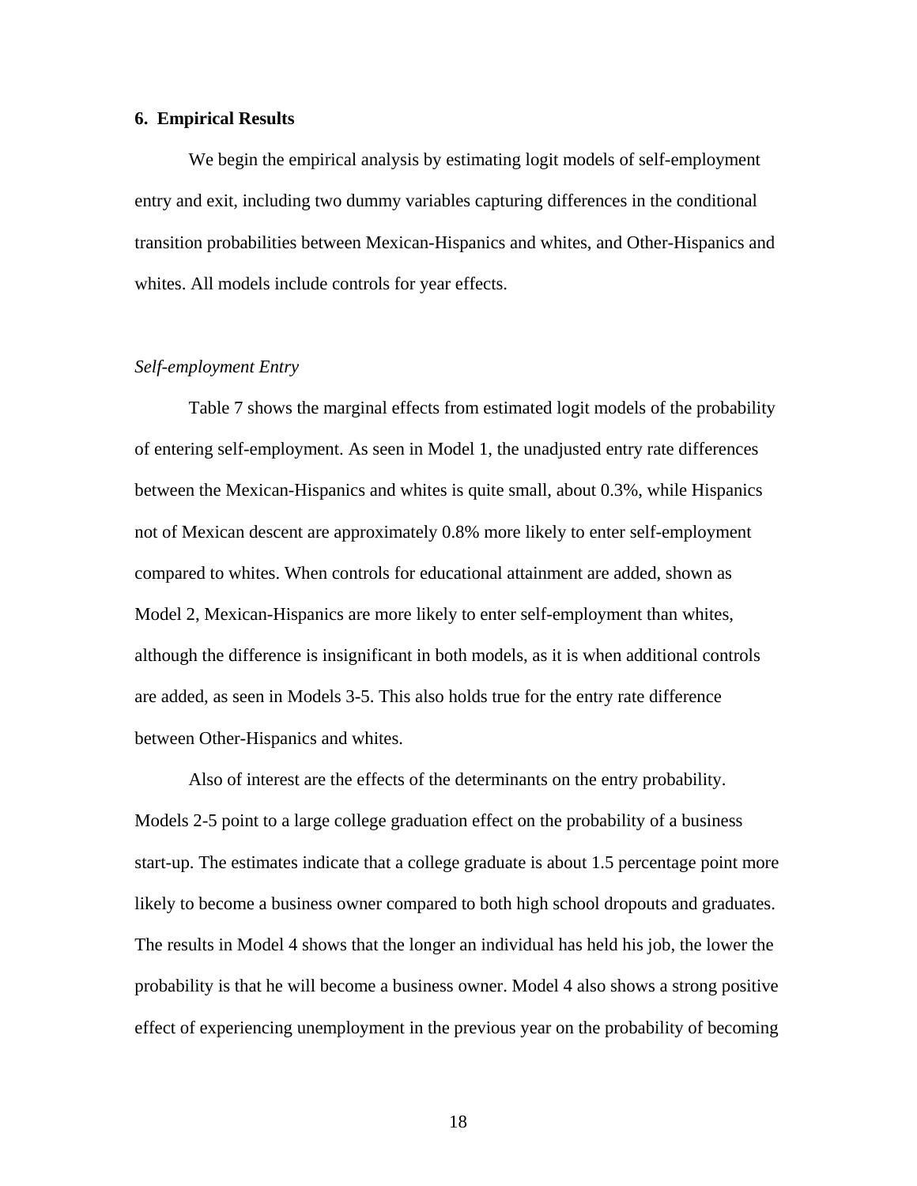## 6. Empirical Results

We begin the empirical analysis by estimating logit models of self-employment entry and exit, including two dummy variables capturing differences in the conditional transition probabilities between Mexican-Hispanics and whites, and Other-Hispanics and whites. All models include controls for year effects.

### *Self-employment Entry*

Table 7 shows the marginal effects from estimated logit models of the probability of entering self-employment. As seen in Model 1, the unadjusted entry rate differences between the Mexican-Hispanics and whites is quite small, about 0.3%, while Hispanics not of Mexican descent are approximately 0.8% more likely to enter self-employment compared to whites. When controls for educational attainment are added, shown as Model 2, Mexican-Hispanics are more likely to enter self-employment than whites, although the difference is insignificant in both models, as it is when additional controls are added, as seen in Models 3-5. This also holds true for the entry rate difference between Other-Hispanics and whites.

Also of interest are the effects of the determinants on the entry probability. Models 2-5 point to a large college graduation effect on the probability of a business start-up. The estimates indicate that a college graduate is about 1.5 percentage point more likely to become a business owner compared to both high school dropouts and graduates. The results in Model 4 shows that the longer an individual has held his job, the lower the probability is that he will become a business owner. Model 4 also shows a strong positive effect of experiencing unemployment in the previous year on the probability of becoming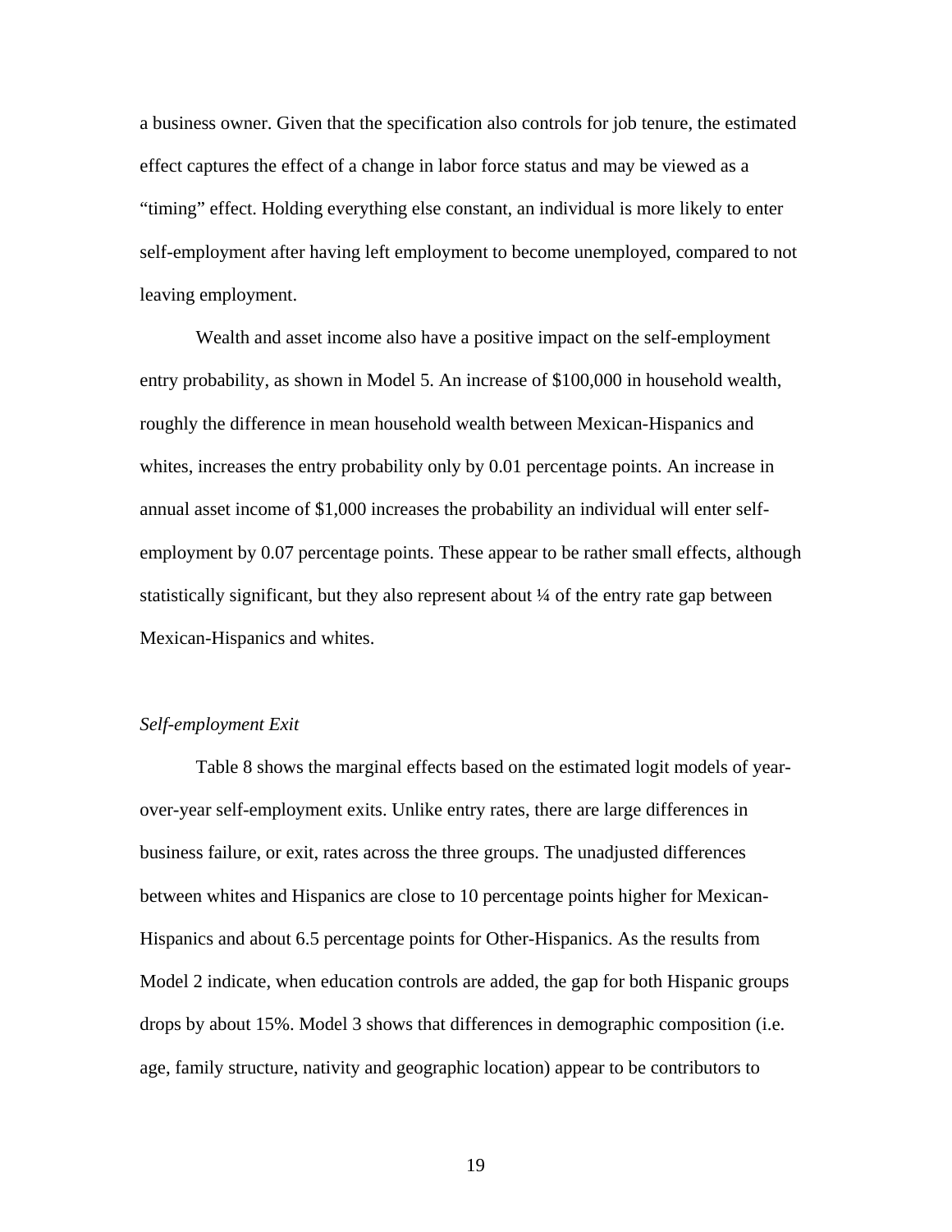a business owner. Given that the specification also controls for job tenure, the estimated effect captures the effect of a change in labor force status and may be viewed as a "timing" effect. Holding everything else constant, an individual is more likely to enter self-employment after having left employment to become unemployed, compared to not leaving employment.

Wealth and asset income also have a positive impact on the self-employment entry probability, as shown in Model 5. An increase of $100,000 in household wealth, roughly the difference in mean household wealth between Mexican-Hispanics and whites, increases the entry probability only by 0.01 percentage points. An increase in annual asset income of $1,000 increases the probability an individual will enter self-employment by 0.07 percentage points. These appear to be rather small effects, although statistically significant, but they also represent about ¼ of the entry rate gap between Mexican-Hispanics and whites.

*Self-employment Exit*

Table 8 shows the marginal effects based on the estimated logit models of year-over-year self-employment exits. Unlike entry rates, there are large differences in business failure, or exit, rates across the three groups. The unadjusted differences between whites and Hispanics are close to 10 percentage points higher for Mexican-Hispanics and about 6.5 percentage points for Other-Hispanics. As the results from Model 2 indicate, when education controls are added, the gap for both Hispanic groups drops by about 15%. Model 3 shows that differences in demographic composition (i.e. age, family structure, nativity and geographic location) appear to be contributors to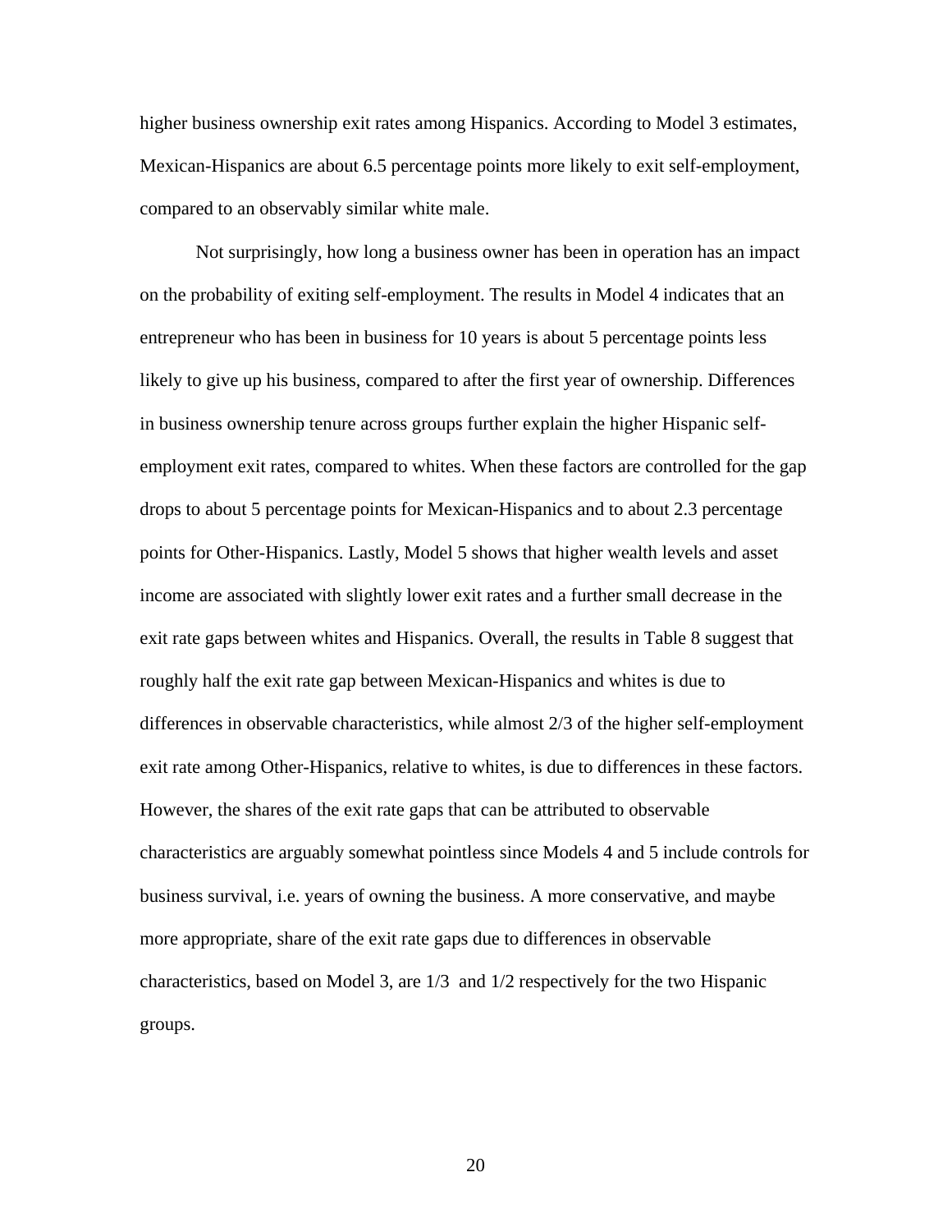higher business ownership exit rates among Hispanics. According to Model 3 estimates, Mexican-Hispanics are about 6.5 percentage points more likely to exit self-employment, compared to an observably similar white male.

Not surprisingly, how long a business owner has been in operation has an impact on the probability of exiting self-employment. The results in Model 4 indicates that an entrepreneur who has been in business for 10 years is about 5 percentage points less likely to give up his business, compared to after the first year of ownership. Differences in business ownership tenure across groups further explain the higher Hispanic self-employment exit rates, compared to whites. When these factors are controlled for the gap drops to about 5 percentage points for Mexican-Hispanics and to about 2.3 percentage points for Other-Hispanics. Lastly, Model 5 shows that higher wealth levels and asset income are associated with slightly lower exit rates and a further small decrease in the exit rate gaps between whites and Hispanics. Overall, the results in Table 8 suggest that roughly half the exit rate gap between Mexican-Hispanics and whites is due to differences in observable characteristics, while almost 2/3 of the higher self-employment exit rate among Other-Hispanics, relative to whites, is due to differences in these factors. However, the shares of the exit rate gaps that can be attributed to observable characteristics are arguably somewhat pointless since Models 4 and 5 include controls for business survival, i.e. years of owning the business. A more conservative, and maybe more appropriate, share of the exit rate gaps due to differences in observable characteristics, based on Model 3, are 1/3 and 1/2 respectively for the two Hispanic groups.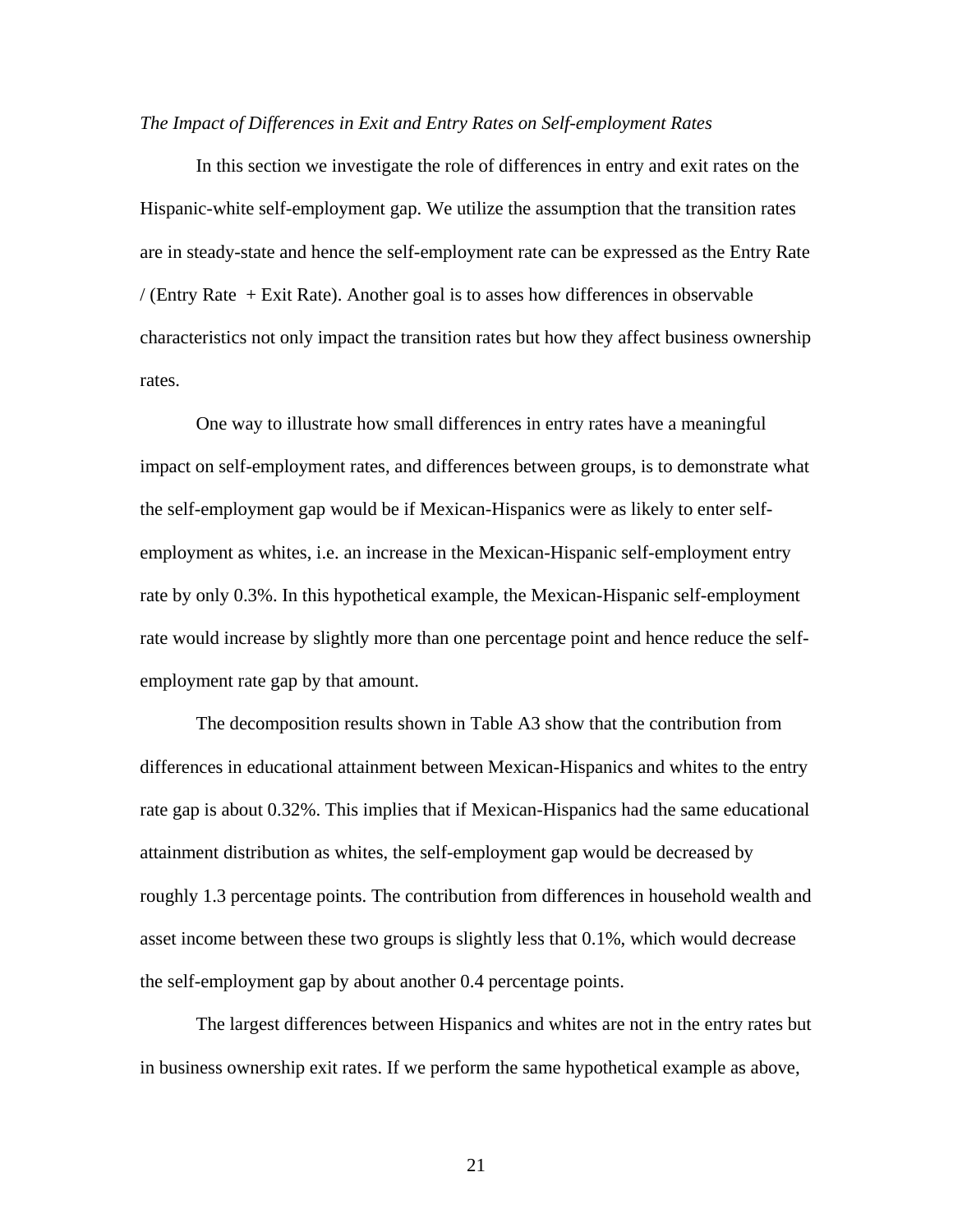*The Impact of Differences in Exit and Entry Rates on Self-employment Rates*

In this section we investigate the role of differences in entry and exit rates on the Hispanic-white self-employment gap. We utilize the assumption that the transition rates are in steady-state and hence the self-employment rate can be expressed as the Entry Rate / (Entry Rate + Exit Rate). Another goal is to asses how differences in observable characteristics not only impact the transition rates but how they affect business ownership rates.

One way to illustrate how small differences in entry rates have a meaningful impact on self-employment rates, and differences between groups, is to demonstrate what the self-employment gap would be if Mexican-Hispanics were as likely to enter self-employment as whites, i.e. an increase in the Mexican-Hispanic self-employment entry rate by only 0.3%. In this hypothetical example, the Mexican-Hispanic self-employment rate would increase by slightly more than one percentage point and hence reduce the self-employment rate gap by that amount.

The decomposition results shown in Table A3 show that the contribution from differences in educational attainment between Mexican-Hispanics and whites to the entry rate gap is about 0.32%. This implies that if Mexican-Hispanics had the same educational attainment distribution as whites, the self-employment gap would be decreased by roughly 1.3 percentage points. The contribution from differences in household wealth and asset income between these two groups is slightly less that 0.1%, which would decrease the self-employment gap by about another 0.4 percentage points.

The largest differences between Hispanics and whites are not in the entry rates but in business ownership exit rates. If we perform the same hypothetical example as above,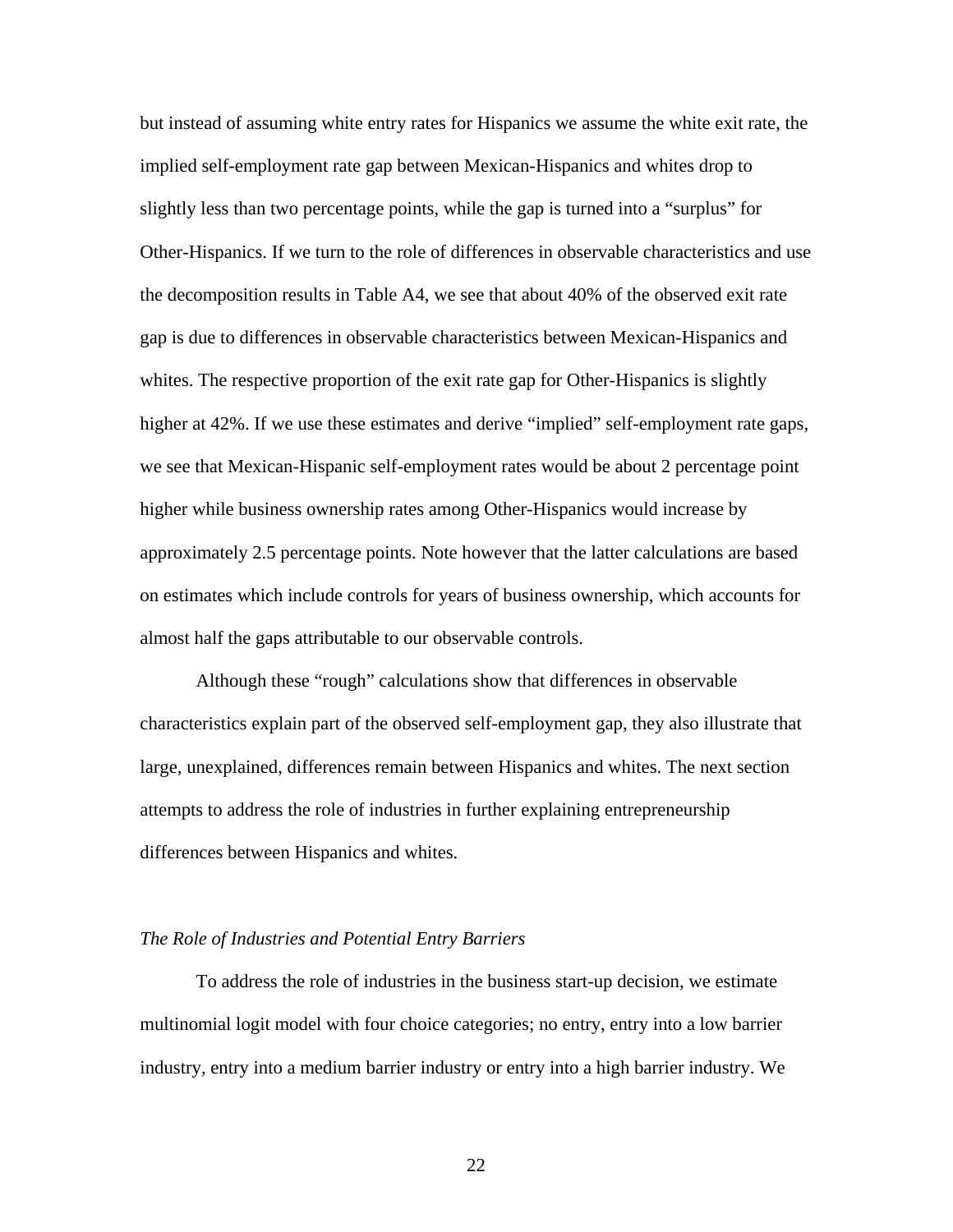but instead of assuming white entry rates for Hispanics we assume the white exit rate, the implied self-employment rate gap between Mexican-Hispanics and whites drop to slightly less than two percentage points, while the gap is turned into a "surplus" for Other-Hispanics. If we turn to the role of differences in observable characteristics and use the decomposition results in Table A4, we see that about 40% of the observed exit rate gap is due to differences in observable characteristics between Mexican-Hispanics and whites. The respective proportion of the exit rate gap for Other-Hispanics is slightly higher at 42%. If we use these estimates and derive "implied" self-employment rate gaps, we see that Mexican-Hispanic self-employment rates would be about 2 percentage point higher while business ownership rates among Other-Hispanics would increase by approximately 2.5 percentage points. Note however that the latter calculations are based on estimates which include controls for years of business ownership, which accounts for almost half the gaps attributable to our observable controls.

Although these "rough" calculations show that differences in observable characteristics explain part of the observed self-employment gap, they also illustrate that large, unexplained, differences remain between Hispanics and whites. The next section attempts to address the role of industries in further explaining entrepreneurship differences between Hispanics and whites.

*The Role of Industries and Potential Entry Barriers*

To address the role of industries in the business start-up decision, we estimate multinomial logit model with four choice categories; no entry, entry into a low barrier industry, entry into a medium barrier industry or entry into a high barrier industry. We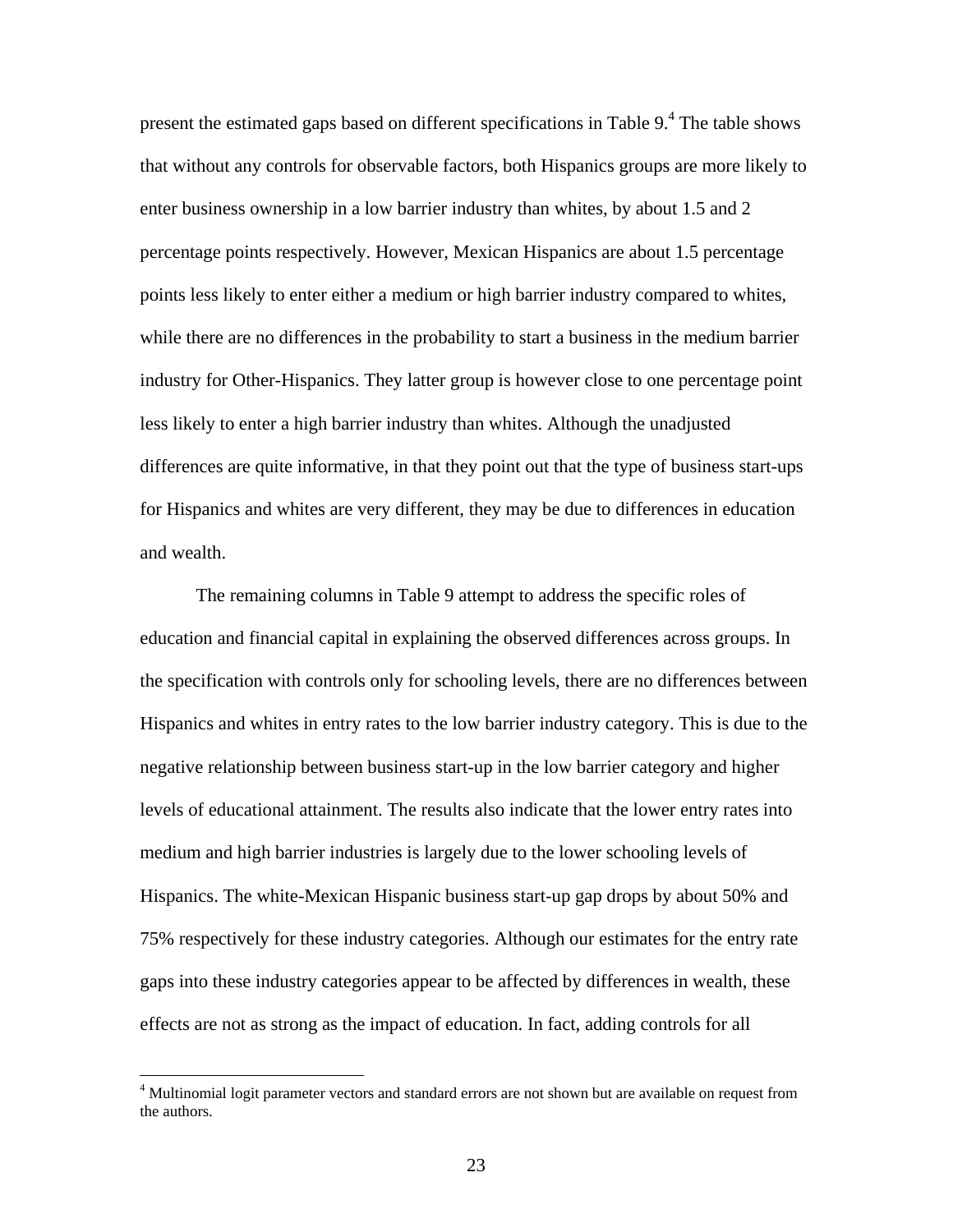present the estimated gaps based on different specifications in Table 9.[4] The table shows that without any controls for observable factors, both Hispanics groups are more likely to enter business ownership in a low barrier industry than whites, by about 1.5 and 2 percentage points respectively. However, Mexican Hispanics are about 1.5 percentage points less likely to enter either a medium or high barrier industry compared to whites, while there are no differences in the probability to start a business in the medium barrier industry for Other-Hispanics. They latter group is however close to one percentage point less likely to enter a high barrier industry than whites. Although the unadjusted differences are quite informative, in that they point out that the type of business start-ups for Hispanics and whites are very different, they may be due to differences in education and wealth.

The remaining columns in Table 9 attempt to address the specific roles of education and financial capital in explaining the observed differences across groups. In the specification with controls only for schooling levels, there are no differences between Hispanics and whites in entry rates to the low barrier industry category. This is due to the negative relationship between business start-up in the low barrier category and higher levels of educational attainment. The results also indicate that the lower entry rates into medium and high barrier industries is largely due to the lower schooling levels of Hispanics. The white-Mexican Hispanic business start-up gap drops by about 50% and 75% respectively for these industry categories. Although our estimates for the entry rate gaps into these industry categories appear to be affected by differences in wealth, these effects are not as strong as the impact of education. In fact, adding controls for all

[4] Multinomial logit parameter vectors and standard errors are not shown but are available on request from the authors.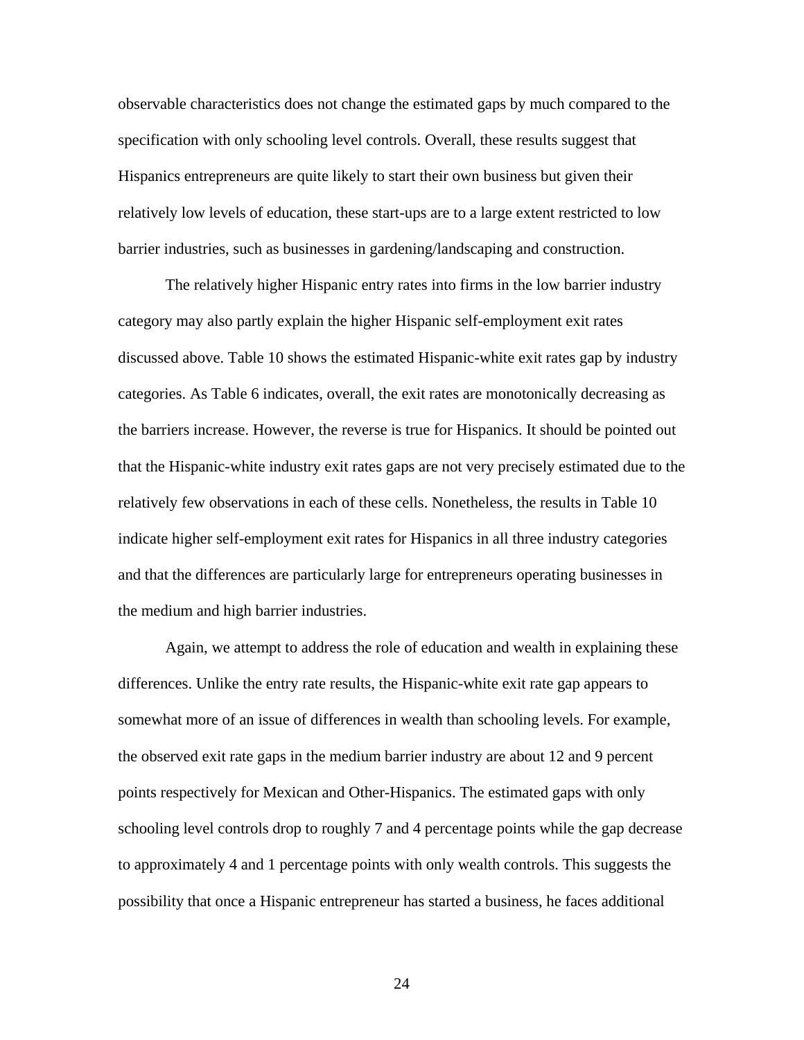observable characteristics does not change the estimated gaps by much compared to the specification with only schooling level controls. Overall, these results suggest that Hispanics entrepreneurs are quite likely to start their own business but given their relatively low levels of education, these start-ups are to a large extent restricted to low barrier industries, such as businesses in gardening/landscaping and construction.

The relatively higher Hispanic entry rates into firms in the low barrier industry category may also partly explain the higher Hispanic self-employment exit rates discussed above. Table 10 shows the estimated Hispanic-white exit rates gap by industry categories. As Table 6 indicates, overall, the exit rates are monotonically decreasing as the barriers increase. However, the reverse is true for Hispanics. It should be pointed out that the Hispanic-white industry exit rates gaps are not very precisely estimated due to the relatively few observations in each of these cells. Nonetheless, the results in Table 10 indicate higher self-employment exit rates for Hispanics in all three industry categories and that the differences are particularly large for entrepreneurs operating businesses in the medium and high barrier industries.

Again, we attempt to address the role of education and wealth in explaining these differences. Unlike the entry rate results, the Hispanic-white exit rate gap appears to somewhat more of an issue of differences in wealth than schooling levels. For example, the observed exit rate gaps in the medium barrier industry are about 12 and 9 percent points respectively for Mexican and Other-Hispanics. The estimated gaps with only schooling level controls drop to roughly 7 and 4 percentage points while the gap decrease to approximately 4 and 1 percentage points with only wealth controls. This suggests the possibility that once a Hispanic entrepreneur has started a business, he faces additional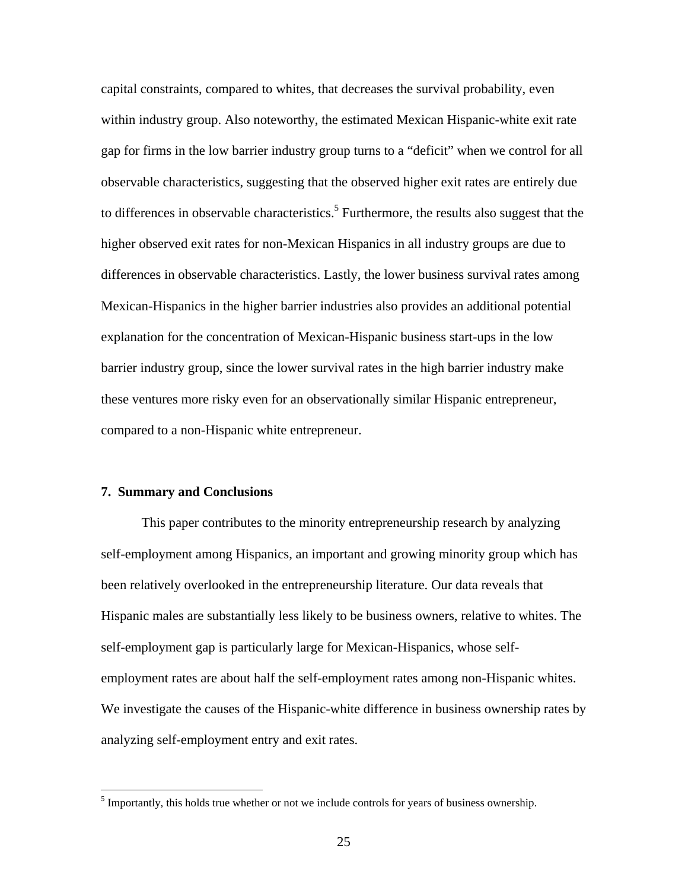capital constraints, compared to whites, that decreases the survival probability, even within industry group. Also noteworthy, the estimated Mexican Hispanic-white exit rate gap for firms in the low barrier industry group turns to a "deficit" when we control for all observable characteristics, suggesting that the observed higher exit rates are entirely due to differences in observable characteristics.[5] Furthermore, the results also suggest that the higher observed exit rates for non-Mexican Hispanics in all industry groups are due to differences in observable characteristics. Lastly, the lower business survival rates among Mexican-Hispanics in the higher barrier industries also provides an additional potential explanation for the concentration of Mexican-Hispanic business start-ups in the low barrier industry group, since the lower survival rates in the high barrier industry make these ventures more risky even for an observationally similar Hispanic entrepreneur, compared to a non-Hispanic white entrepreneur.

## 7. Summary and Conclusions

This paper contributes to the minority entrepreneurship research by analyzing self-employment among Hispanics, an important and growing minority group which has been relatively overlooked in the entrepreneurship literature. Our data reveals that Hispanic males are substantially less likely to be business owners, relative to whites. The self-employment gap is particularly large for Mexican-Hispanics, whose self-employment rates are about half the self-employment rates among non-Hispanic whites. We investigate the causes of the Hispanic-white difference in business ownership rates by analyzing self-employment entry and exit rates.

[5] Importantly, this holds true whether or not we include controls for years of business ownership.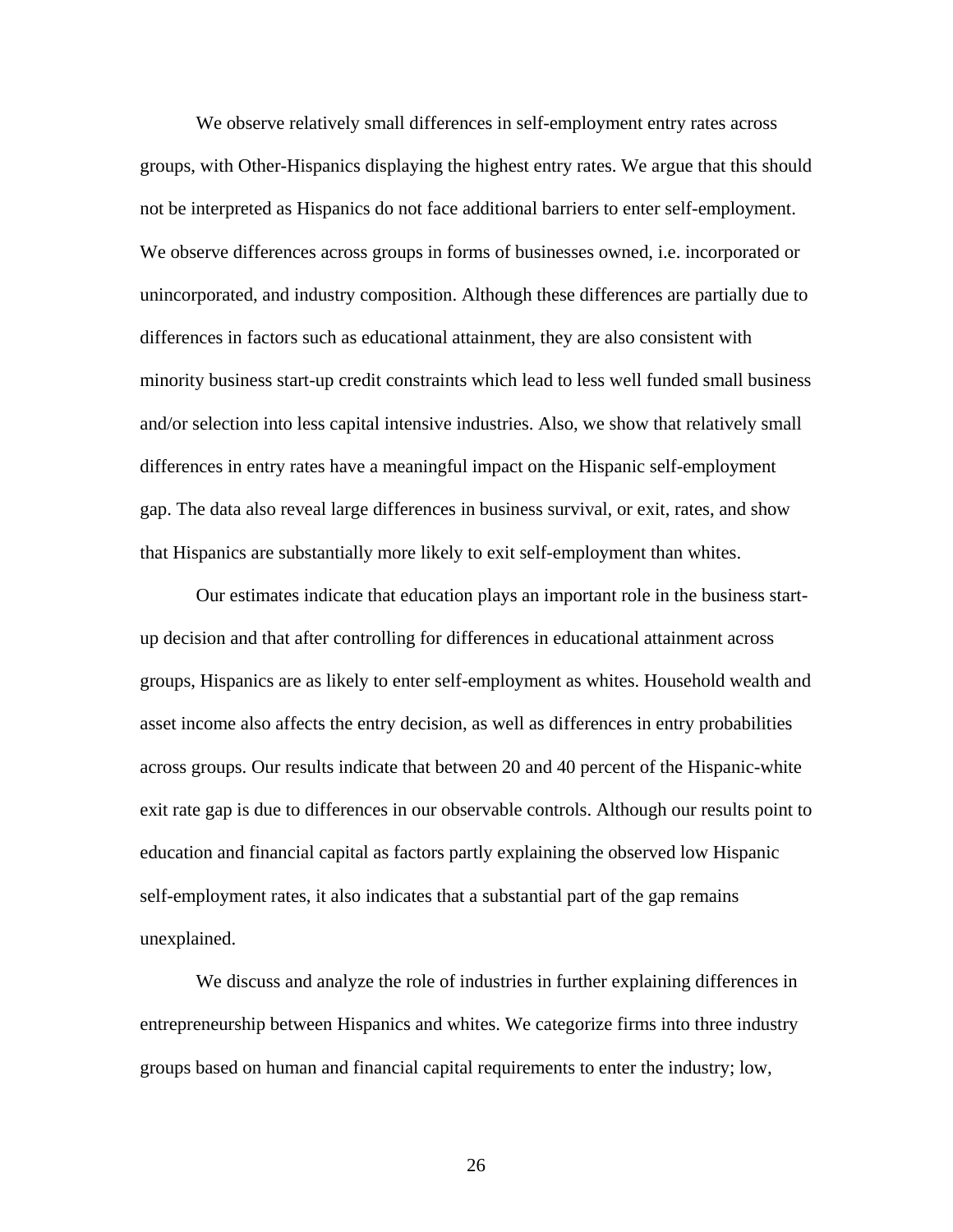We observe relatively small differences in self-employment entry rates across groups, with Other-Hispanics displaying the highest entry rates. We argue that this should not be interpreted as Hispanics do not face additional barriers to enter self-employment. We observe differences across groups in forms of businesses owned, i.e. incorporated or unincorporated, and industry composition. Although these differences are partially due to differences in factors such as educational attainment, they are also consistent with minority business start-up credit constraints which lead to less well funded small business and/or selection into less capital intensive industries. Also, we show that relatively small differences in entry rates have a meaningful impact on the Hispanic self-employment gap. The data also reveal large differences in business survival, or exit, rates, and show that Hispanics are substantially more likely to exit self-employment than whites.

Our estimates indicate that education plays an important role in the business start-up decision and that after controlling for differences in educational attainment across groups, Hispanics are as likely to enter self-employment as whites. Household wealth and asset income also affects the entry decision, as well as differences in entry probabilities across groups. Our results indicate that between 20 and 40 percent of the Hispanic-white exit rate gap is due to differences in our observable controls. Although our results point to education and financial capital as factors partly explaining the observed low Hispanic self-employment rates, it also indicates that a substantial part of the gap remains unexplained.

We discuss and analyze the role of industries in further explaining differences in entrepreneurship between Hispanics and whites. We categorize firms into three industry groups based on human and financial capital requirements to enter the industry; low,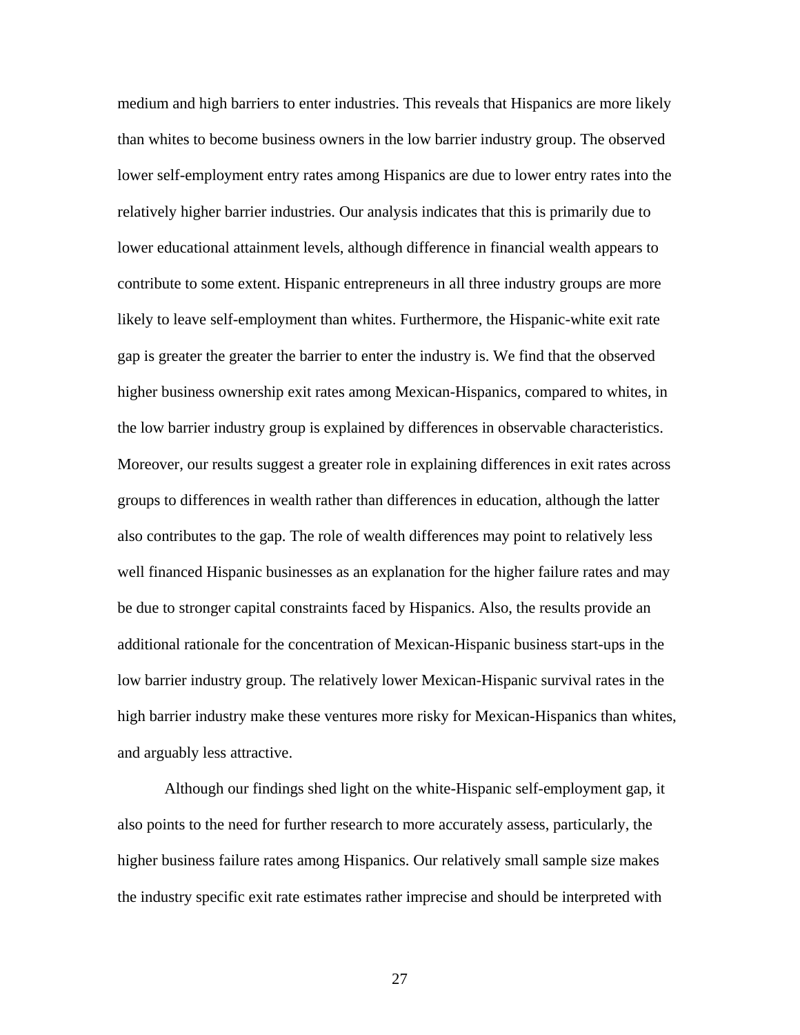medium and high barriers to enter industries. This reveals that Hispanics are more likely than whites to become business owners in the low barrier industry group. The observed lower self-employment entry rates among Hispanics are due to lower entry rates into the relatively higher barrier industries. Our analysis indicates that this is primarily due to lower educational attainment levels, although difference in financial wealth appears to contribute to some extent. Hispanic entrepreneurs in all three industry groups are more likely to leave self-employment than whites. Furthermore, the Hispanic-white exit rate gap is greater the greater the barrier to enter the industry is. We find that the observed higher business ownership exit rates among Mexican-Hispanics, compared to whites, in the low barrier industry group is explained by differences in observable characteristics. Moreover, our results suggest a greater role in explaining differences in exit rates across groups to differences in wealth rather than differences in education, although the latter also contributes to the gap. The role of wealth differences may point to relatively less well financed Hispanic businesses as an explanation for the higher failure rates and may be due to stronger capital constraints faced by Hispanics. Also, the results provide an additional rationale for the concentration of Mexican-Hispanic business start-ups in the low barrier industry group. The relatively lower Mexican-Hispanic survival rates in the high barrier industry make these ventures more risky for Mexican-Hispanics than whites, and arguably less attractive.

Although our findings shed light on the white-Hispanic self-employment gap, it also points to the need for further research to more accurately assess, particularly, the higher business failure rates among Hispanics. Our relatively small sample size makes the industry specific exit rate estimates rather imprecise and should be interpreted with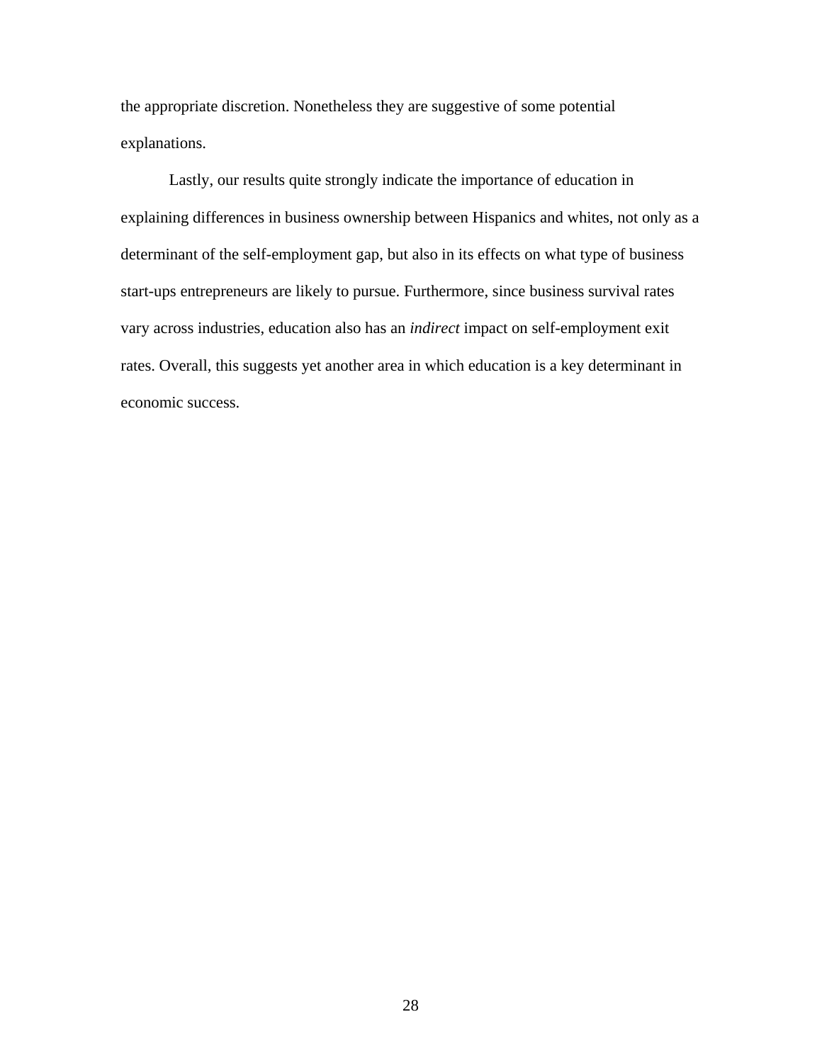the appropriate discretion. Nonetheless they are suggestive of some potential explanations.

Lastly, our results quite strongly indicate the importance of education in explaining differences in business ownership between Hispanics and whites, not only as a determinant of the self-employment gap, but also in its effects on what type of business start-ups entrepreneurs are likely to pursue. Furthermore, since business survival rates vary across industries, education also has an *indirect* impact on self-employment exit rates. Overall, this suggests yet another area in which education is a key determinant in economic success.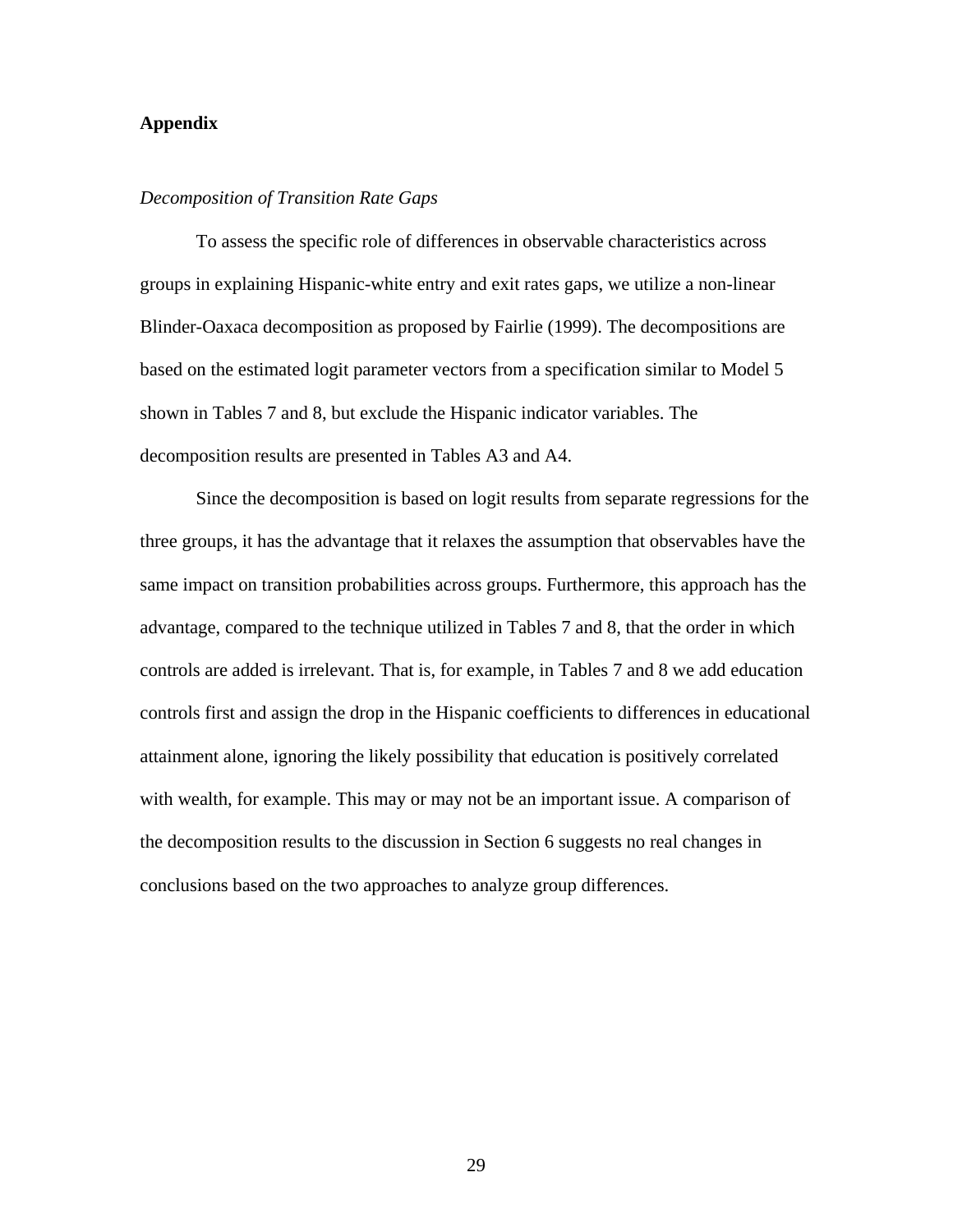## Appendix

*Decomposition of Transition Rate Gaps*

To assess the specific role of differences in observable characteristics across groups in explaining Hispanic-white entry and exit rates gaps, we utilize a non-linear Blinder-Oaxaca decomposition as proposed by Fairlie (1999). The decompositions are based on the estimated logit parameter vectors from a specification similar to Model 5 shown in Tables 7 and 8, but exclude the Hispanic indicator variables. The decomposition results are presented in Tables A3 and A4.

Since the decomposition is based on logit results from separate regressions for the three groups, it has the advantage that it relaxes the assumption that observables have the same impact on transition probabilities across groups. Furthermore, this approach has the advantage, compared to the technique utilized in Tables 7 and 8, that the order in which controls are added is irrelevant. That is, for example, in Tables 7 and 8 we add education controls first and assign the drop in the Hispanic coefficients to differences in educational attainment alone, ignoring the likely possibility that education is positively correlated with wealth, for example. This may or may not be an important issue. A comparison of the decomposition results to the discussion in Section 6 suggests no real changes in conclusions based on the two approaches to analyze group differences.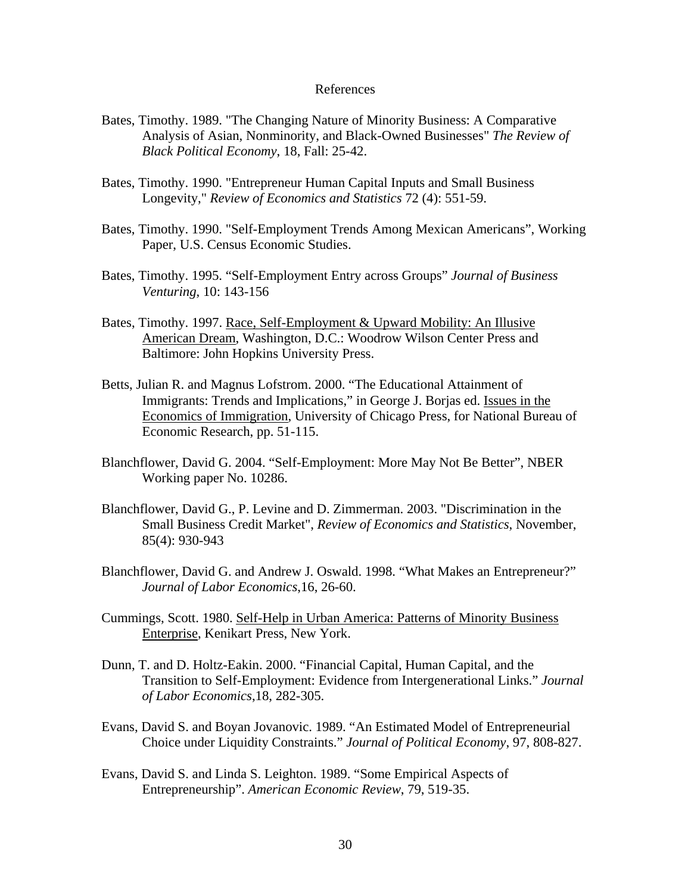# References

Bates, Timothy. 1989. "The Changing Nature of Minority Business: A Comparative Analysis of Asian, Nonminority, and Black-Owned Businesses" *The Review of Black Political Economy*, 18, Fall: 25-42.

Bates, Timothy. 1990. "Entrepreneur Human Capital Inputs and Small Business Longevity," *Review of Economics and Statistics* 72 (4): 551-59.

Bates, Timothy. 1990. "Self-Employment Trends Among Mexican Americans", Working Paper, U.S. Census Economic Studies.

Bates, Timothy. 1995. "Self-Employment Entry across Groups" *Journal of Business Venturing*, 10: 143-156

Bates, Timothy. 1997. Race, Self-Employment & Upward Mobility: An Illusive American Dream, Washington, D.C.: Woodrow Wilson Center Press and Baltimore: John Hopkins University Press.

Betts, Julian R. and Magnus Lofstrom. 2000. "The Educational Attainment of Immigrants: Trends and Implications," in George J. Borjas ed. Issues in the Economics of Immigration, University of Chicago Press, for National Bureau of Economic Research, pp. 51-115.

Blanchflower, David G. 2004. "Self-Employment: More May Not Be Better", NBER Working paper No. 10286.

Blanchflower, David G., P. Levine and D. Zimmerman. 2003. "Discrimination in the Small Business Credit Market", *Review of Economics and Statistics*, November, 85(4): 930-943

Blanchflower, David G. and Andrew J. Oswald. 1998. "What Makes an Entrepreneur?" *Journal of Labor Economics*,16, 26-60.

Cummings, Scott. 1980. Self-Help in Urban America: Patterns of Minority Business Enterprise, Kenikart Press, New York.

Dunn, T. and D. Holtz-Eakin. 2000. "Financial Capital, Human Capital, and the Transition to Self-Employment: Evidence from Intergenerational Links." *Journal of Labor Economics*,18, 282-305.

Evans, David S. and Boyan Jovanovic. 1989. "An Estimated Model of Entrepreneurial Choice under Liquidity Constraints." *Journal of Political Economy*, 97, 808-827.

Evans, David S. and Linda S. Leighton. 1989. "Some Empirical Aspects of Entrepreneurship". *American Economic Review*, 79, 519-35.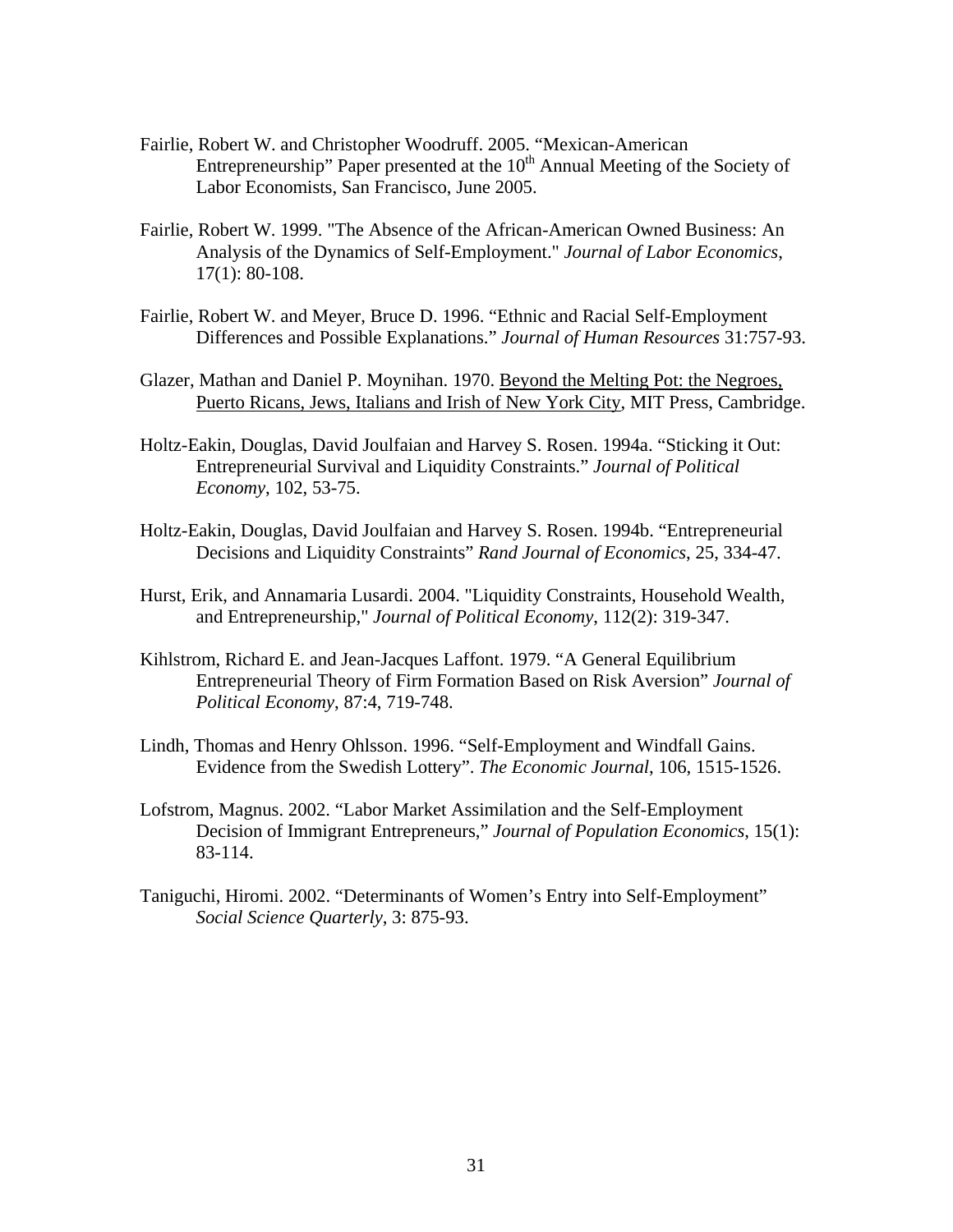Fairlie, Robert W. and Christopher Woodruff. 2005. "Mexican-American Entrepreneurship" Paper presented at the 10th Annual Meeting of the Society of Labor Economists, San Francisco, June 2005.

Fairlie, Robert W. 1999. "The Absence of the African-American Owned Business: An Analysis of the Dynamics of Self-Employment." *Journal of Labor Economics*, 17(1): 80-108.

Fairlie, Robert W. and Meyer, Bruce D. 1996. "Ethnic and Racial Self-Employment Differences and Possible Explanations." *Journal of Human Resources* 31:757-93.

Glazer, Mathan and Daniel P. Moynihan. 1970. Beyond the Melting Pot: the Negroes, Puerto Ricans, Jews, Italians and Irish of New York City, MIT Press, Cambridge.

Holtz-Eakin, Douglas, David Joulfaian and Harvey S. Rosen. 1994a. "Sticking it Out: Entrepreneurial Survival and Liquidity Constraints." *Journal of Political Economy*, 102, 53-75.

Holtz-Eakin, Douglas, David Joulfaian and Harvey S. Rosen. 1994b. "Entrepreneurial Decisions and Liquidity Constraints" *Rand Journal of Economics*, 25, 334-47.

Hurst, Erik, and Annamaria Lusardi. 2004. "Liquidity Constraints, Household Wealth, and Entrepreneurship," *Journal of Political Economy*, 112(2): 319-347.

Kihlstrom, Richard E. and Jean-Jacques Laffont. 1979. "A General Equilibrium Entrepreneurial Theory of Firm Formation Based on Risk Aversion" *Journal of Political Economy*, 87:4, 719-748.

Lindh, Thomas and Henry Ohlsson. 1996. "Self-Employment and Windfall Gains. Evidence from the Swedish Lottery". *The Economic Journal*, 106, 1515-1526.

Lofstrom, Magnus. 2002. "Labor Market Assimilation and the Self-Employment Decision of Immigrant Entrepreneurs," *Journal of Population Economics*, 15(1): 83-114.

Taniguchi, Hiromi. 2002. "Determinants of Women's Entry into Self-Employment" *Social Science Quarterly*, 3: 875-93.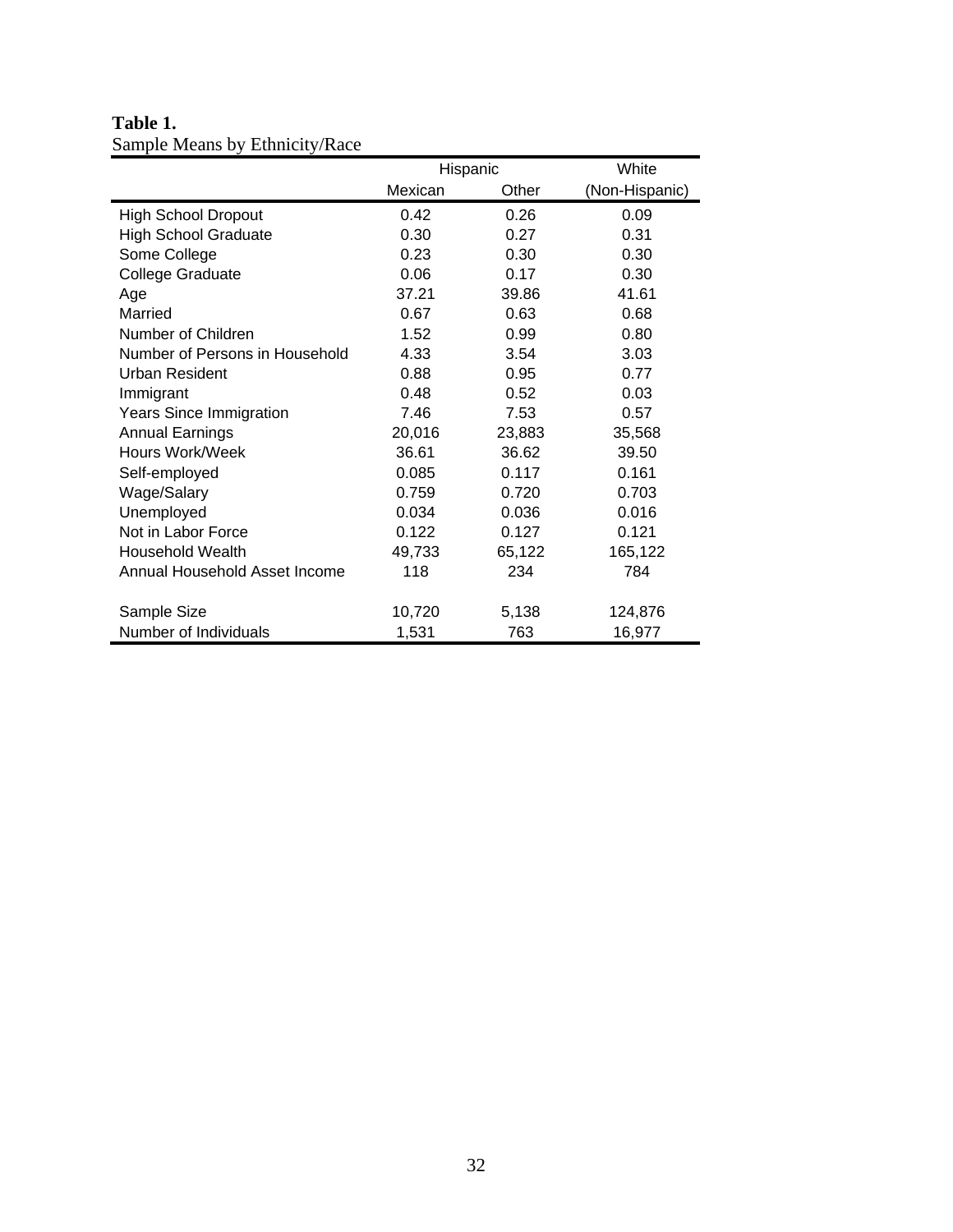**Table 1.**
Sample Means by Ethnicity/Race

| | Hispanic | | White |
|---|---|---|---|
| | Mexican | Other | (Non-Hispanic) |
| High School Dropout | 0.42 | 0.26 | 0.09 |
| High School Graduate | 0.30 | 0.27 | 0.31 |
| Some College | 0.23 | 0.30 | 0.30 |
| College Graduate | 0.06 | 0.17 | 0.30 |
| Age | 37.21 | 39.86 | 41.61 |
| Married | 0.67 | 0.63 | 0.68 |
| Number of Children | 1.52 | 0.99 | 0.80 |
| Number of Persons in Household | 4.33 | 3.54 | 3.03 |
| Urban Resident | 0.88 | 0.95 | 0.77 |
| Immigrant | 0.48 | 0.52 | 0.03 |
| Years Since Immigration | 7.46 | 7.53 | 0.57 |
| Annual Earnings | 20,016 | 23,883 | 35,568 |
| Hours Work/Week | 36.61 | 36.62 | 39.50 |
| Self-employed | 0.085 | 0.117 | 0.161 |
| Wage/Salary | 0.759 | 0.720 | 0.703 |
| Unemployed | 0.034 | 0.036 | 0.016 |
| Not in Labor Force | 0.122 | 0.127 | 0.121 |
| Household Wealth | 49,733 | 65,122 | 165,122 |
| Annual Household Asset Income | 118 | 234 | 784 |
| | | | |
| Sample Size | 10,720 | 5,138 | 124,876 |
| Number of Individuals | 1,531 | 763 | 16,977 |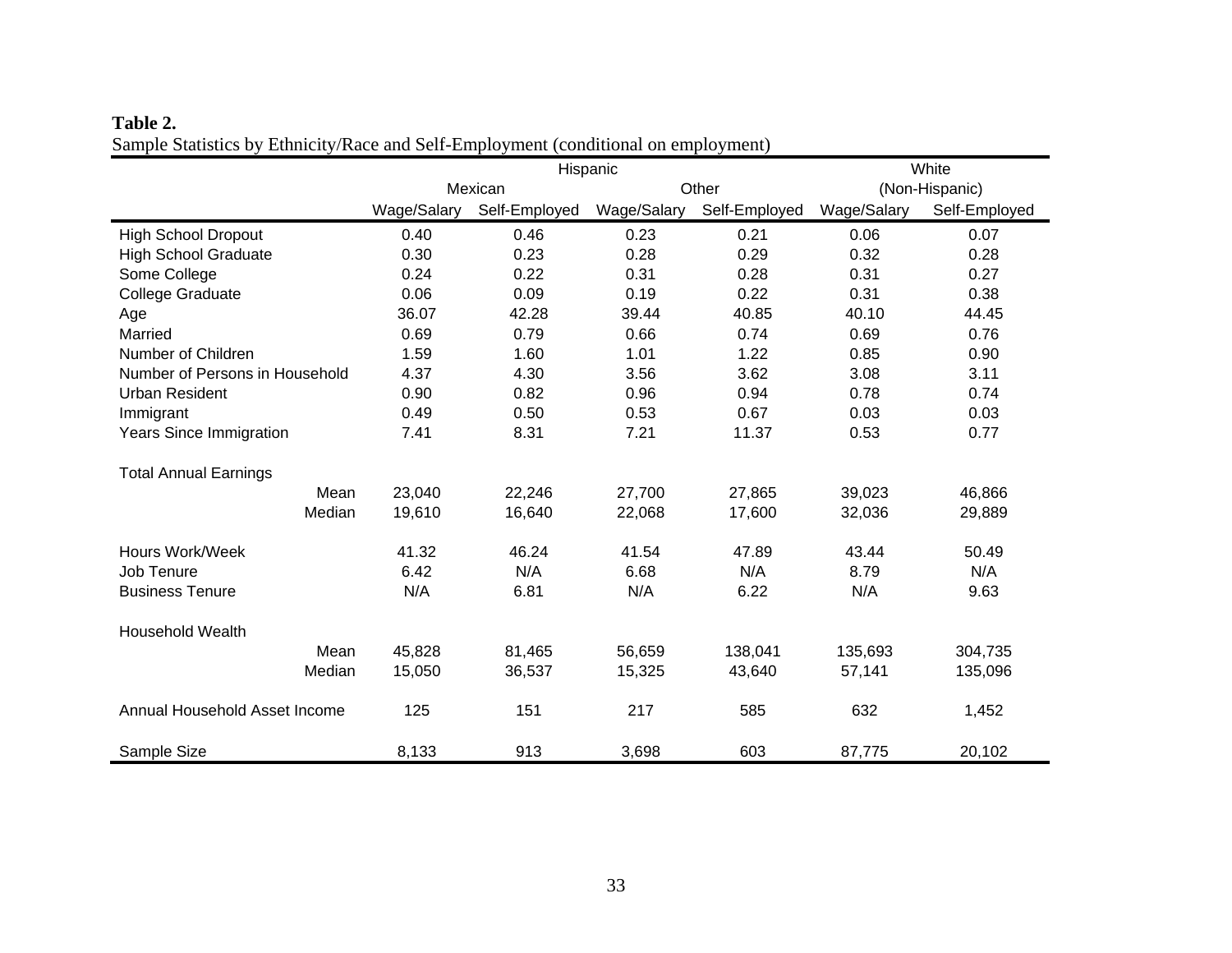**Table 2.**
Sample Statistics by Ethnicity/Race and Self-Employment (conditional on employment)

| | Hispanic | | | | White | |
|---|---|---|---|---|---|---|
| | Mexican | | Other | | (Non-Hispanic) | |
| | Wage/Salary | Self-Employed | Wage/Salary | Self-Employed | Wage/Salary | Self-Employed |
| High School Dropout | 0.40 | 0.46 | 0.23 | 0.21 | 0.06 | 0.07 |
| High School Graduate | 0.30 | 0.23 | 0.28 | 0.29 | 0.32 | 0.28 |
| Some College | 0.24 | 0.22 | 0.31 | 0.28 | 0.31 | 0.27 |
| College Graduate | 0.06 | 0.09 | 0.19 | 0.22 | 0.31 | 0.38 |
| Age | 36.07 | 42.28 | 39.44 | 40.85 | 40.10 | 44.45 |
| Married | 0.69 | 0.79 | 0.66 | 0.74 | 0.69 | 0.76 |
| Number of Children | 1.59 | 1.60 | 1.01 | 1.22 | 0.85 | 0.90 |
| Number of Persons in Household | 4.37 | 4.30 | 3.56 | 3.62 | 3.08 | 3.11 |
| Urban Resident | 0.90 | 0.82 | 0.96 | 0.94 | 0.78 | 0.74 |
| Immigrant | 0.49 | 0.50 | 0.53 | 0.67 | 0.03 | 0.03 |
| Years Since Immigration | 7.41 | 8.31 | 7.21 | 11.37 | 0.53 | 0.77 |
| Total Annual Earnings | | | | | | |
| Mean | 23,040 | 22,246 | 27,700 | 27,865 | 39,023 | 46,866 |
| Median | 19,610 | 16,640 | 22,068 | 17,600 | 32,036 | 29,889 |
| Hours Work/Week | 41.32 | 46.24 | 41.54 | 47.89 | 43.44 | 50.49 |
| Job Tenure | 6.42 | N/A | 6.68 | N/A | 8.79 | N/A |
| Business Tenure | N/A | 6.81 | N/A | 6.22 | N/A | 9.63 |
| Household Wealth | | | | | | |
| Mean | 45,828 | 81,465 | 56,659 | 138,041 | 135,693 | 304,735 |
| Median | 15,050 | 36,537 | 15,325 | 43,640 | 57,141 | 135,096 |
| Annual Household Asset Income | 125 | 151 | 217 | 585 | 632 | 1,452 |
| Sample Size | 8,133 | 913 | 3,698 | 603 | 87,775 | 20,102 |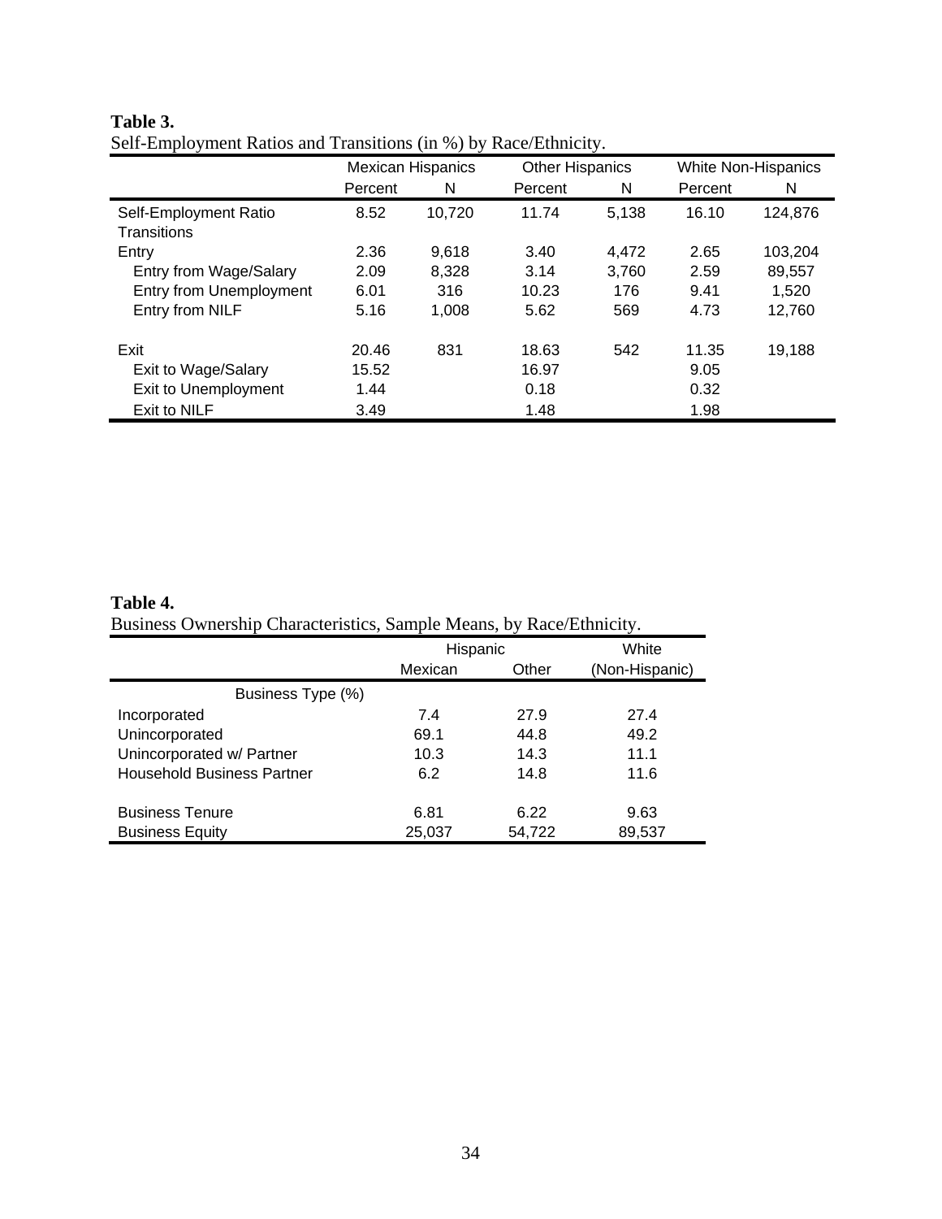**Table 3.**
Self-Employment Ratios and Transitions (in %) by Race/Ethnicity.

| | Mexican Hispanics | | Other Hispanics | | White Non-Hispanics | |
|---|---|---|---|---|---|---|
| | Percent | N | Percent | N | Percent | N |
| Self-Employment Ratio | 8.52 | 10,720 | 11.74 | 5,138 | 16.10 | 124,876 |
| Transitions | | | | | | |
| Entry | 2.36 | 9,618 | 3.40 | 4,472 | 2.65 | 103,204 |
| Entry from Wage/Salary | 2.09 | 8,328 | 3.14 | 3,760 | 2.59 | 89,557 |
| Entry from Unemployment | 6.01 | 316 | 10.23 | 176 | 9.41 | 1,520 |
| Entry from NILF | 5.16 | 1,008 | 5.62 | 569 | 4.73 | 12,760 |
| Exit | 20.46 | 831 | 18.63 | 542 | 11.35 | 19,188 |
| Exit to Wage/Salary | 15.52 | | 16.97 | | 9.05 | |
| Exit to Unemployment | 1.44 | | 0.18 | | 0.32 | |
| Exit to NILF | 3.49 | | 1.48 | | 1.98 | |

**Table 4.**
Business Ownership Characteristics, Sample Means, by Race/Ethnicity.

| | Hispanic | | White |
|---|---|---|---|
| | Mexican | Other | (Non-Hispanic) |
| Business Type (%) | | | |
| Incorporated | 7.4 | 27.9 | 27.4 |
| Unincorporated | 69.1 | 44.8 | 49.2 |
| Unincorporated w/ Partner | 10.3 | 14.3 | 11.1 |
| Household Business Partner | 6.2 | 14.8 | 11.6 |
| Business Tenure | 6.81 | 6.22 | 9.63 |
| Business Equity | 25,037 | 54,722 | 89,537 |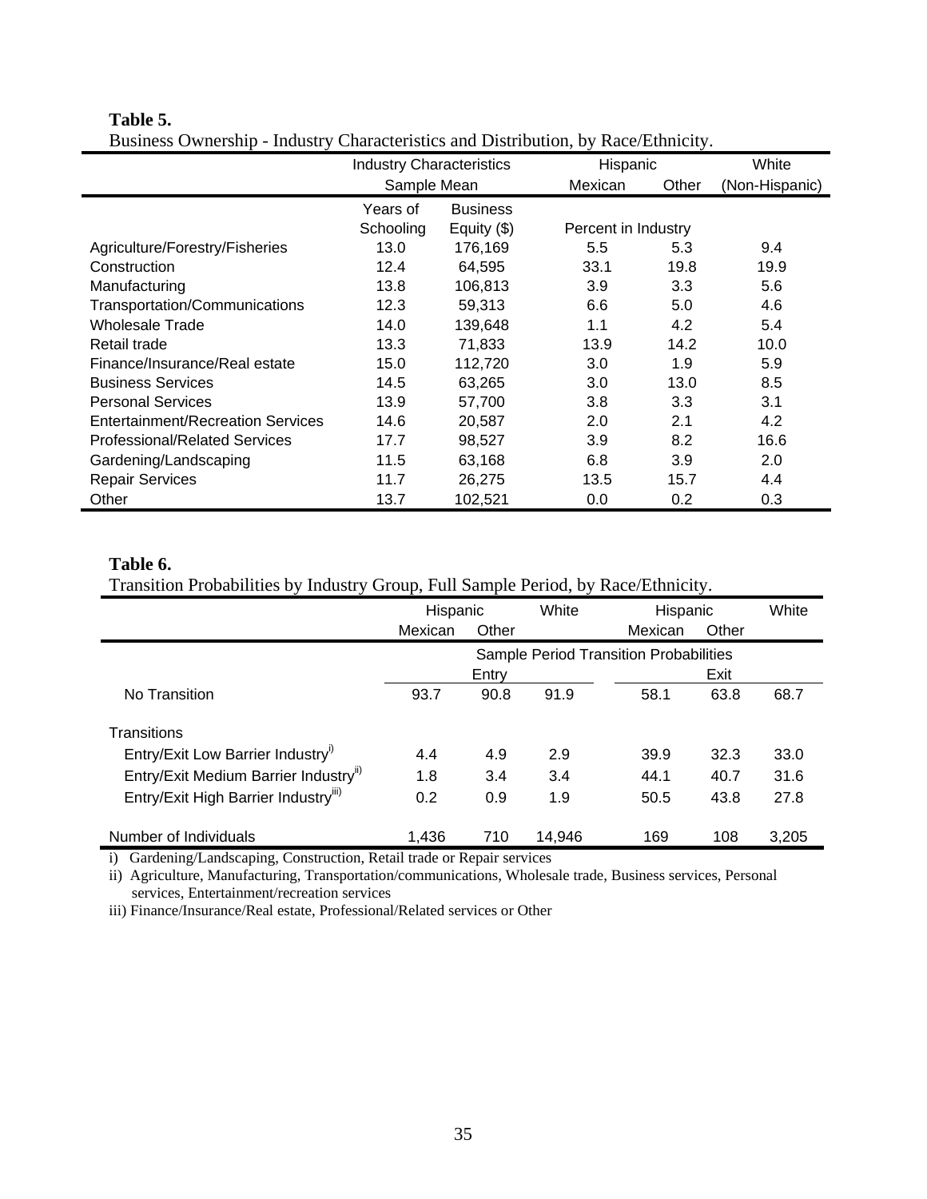**Table 5.**

Business Ownership - Industry Characteristics and Distribution, by Race/Ethnicity.

| | Industry Characteristics | | Hispanic | | White |
|---|---|---|---|---|---|
| | Sample Mean | | Mexican | Other | (Non-Hispanic) |
| | Years of Schooling | Business Equity ($) | Percent in Industry | | |
| Agriculture/Forestry/Fisheries | 13.0 | 176,169 | 5.5 | 5.3 | 9.4 |
| Construction | 12.4 | 64,595 | 33.1 | 19.8 | 19.9 |
| Manufacturing | 13.8 | 106,813 | 3.9 | 3.3 | 5.6 |
| Transportation/Communications | 12.3 | 59,313 | 6.6 | 5.0 | 4.6 |
| Wholesale Trade | 14.0 | 139,648 | 1.1 | 4.2 | 5.4 |
| Retail trade | 13.3 | 71,833 | 13.9 | 14.2 | 10.0 |
| Finance/Insurance/Real estate | 15.0 | 112,720 | 3.0 | 1.9 | 5.9 |
| Business Services | 14.5 | 63,265 | 3.0 | 13.0 | 8.5 |
| Personal Services | 13.9 | 57,700 | 3.8 | 3.3 | 3.1 |
| Entertainment/Recreation Services | 14.6 | 20,587 | 2.0 | 2.1 | 4.2 |
| Professional/Related Services | 17.7 | 98,527 | 3.9 | 8.2 | 16.6 |
| Gardening/Landscaping | 11.5 | 63,168 | 6.8 | 3.9 | 2.0 |
| Repair Services | 11.7 | 26,275 | 13.5 | 15.7 | 4.4 |
| Other | 13.7 | 102,521 | 0.0 | 0.2 | 0.3 |

**Table 6.**

Transition Probabilities by Industry Group, Full Sample Period, by Race/Ethnicity.

| | Hispanic | | White | Hispanic | | White |
|---|---|---|---|---|---|---|
| | Mexican | Other | | Mexican | Other | |
| | Sample Period Transition Probabilities | | | | | |
| | Entry | | | Exit | | |
| No Transition | 93.7 | 90.8 | 91.9 | 58.1 | 63.8 | 68.7 |
| Transitions | | | | | | |
| Entry/Exit Low Barrier Industry[i)] | 4.4 | 4.9 | 2.9 | 39.9 | 32.3 | 33.0 |
| Entry/Exit Medium Barrier Industry[ii)] | 1.8 | 3.4 | 3.4 | 44.1 | 40.7 | 31.6 |
| Entry/Exit High Barrier Industry[iii)] | 0.2 | 0.9 | 1.9 | 50.5 | 43.8 | 27.8 |
| Number of Individuals | 1,436 | 710 | 14,946 | 169 | 108 | 3,205 |

i) Gardening/Landscaping, Construction, Retail trade or Repair services

ii) Agriculture, Manufacturing, Transportation/communications, Wholesale trade, Business services, Personal services, Entertainment/recreation services

iii) Finance/Insurance/Real estate, Professional/Related services or Other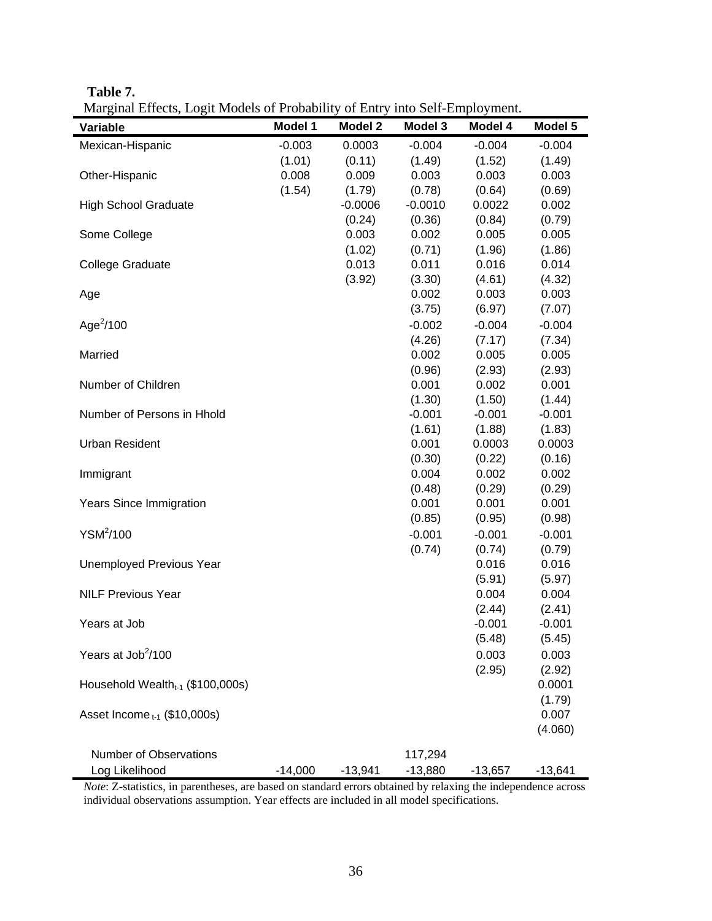**Table 7.**

Marginal Effects, Logit Models of Probability of Entry into Self-Employment.

| Variable | Model 1 | Model 2 | Model 3 | Model 4 | Model 5 |
|---|---|---|---|---|---|
| Mexican-Hispanic | -0.003 | 0.0003 | -0.004 | -0.004 | -0.004 |
| | (1.01) | (0.11) | (1.49) | (1.52) | (1.49) |
| Other-Hispanic | 0.008 | 0.009 | 0.003 | 0.003 | 0.003 |
| | (1.54) | (1.79) | (0.78) | (0.64) | (0.69) |
| High School Graduate | | -0.0006 | -0.0010 | 0.0022 | 0.002 |
| | | (0.24) | (0.36) | (0.84) | (0.79) |
| Some College | | 0.003 | 0.002 | 0.005 | 0.005 |
| | | (1.02) | (0.71) | (1.96) | (1.86) |
| College Graduate | | 0.013 | 0.011 | 0.016 | 0.014 |
| | | (3.92) | (3.30) | (4.61) | (4.32) |
| Age | | | 0.002 | 0.003 | 0.003 |
| | | | (3.75) | (6.97) | (7.07) |
| $Age^2/100$ | | | -0.002 | -0.004 | -0.004 |
| | | | (4.26) | (7.17) | (7.34) |
| Married | | | 0.002 | 0.005 | 0.005 |
| | | | (0.96) | (2.93) | (2.93) |
| Number of Children | | | 0.001 | 0.002 | 0.001 |
| | | | (1.30) | (1.50) | (1.44) |
| Number of Persons in Hhold | | | -0.001 | -0.001 | -0.001 |
| | | | (1.61) | (1.88) | (1.83) |
| Urban Resident | | | 0.001 | 0.0003 | 0.0003 |
| | | | (0.30) | (0.22) | (0.16) |
| Immigrant | | | 0.004 | 0.002 | 0.002 |
| | | | (0.48) | (0.29) | (0.29) |
| Years Since Immigration | | | 0.001 | 0.001 | 0.001 |
| | | | (0.85) | (0.95) | (0.98) |
| $YSM^2/100$ | | | -0.001 | -0.001 | -0.001 |
| | | | (0.74) | (0.74) | (0.79) |
| Unemployed Previous Year | | | | 0.016 | 0.016 |
| | | | | (5.91) | (5.97) |
| NILF Previous Year | | | | 0.004 | 0.004 |
| | | | | (2.44) | (2.41) |
| Years at Job | | | | -0.001 | -0.001 |
| | | | | (5.48) | (5.45) |
| Years at $Job^2/100$ | | | | 0.003 | 0.003 |
| | | | | (2.95) | (2.92) |
| Household $Wealth_{t-1}$ (\$100,000s) | | | | | 0.0001 |
| | | | | | (1.79) |
| Asset $Income_{t-1}$ (\$10,000s) | | | | | 0.007 |
| | | | | | (4.060) |
| Number of Observations | | | 117,294 | | |
| Log Likelihood | -14,000 | -13,941 | -13,880 | -13,657 | -13,641 |

*Note*: Z-statistics, in parentheses, are based on standard errors obtained by relaxing the independence across individual observations assumption. Year effects are included in all model specifications.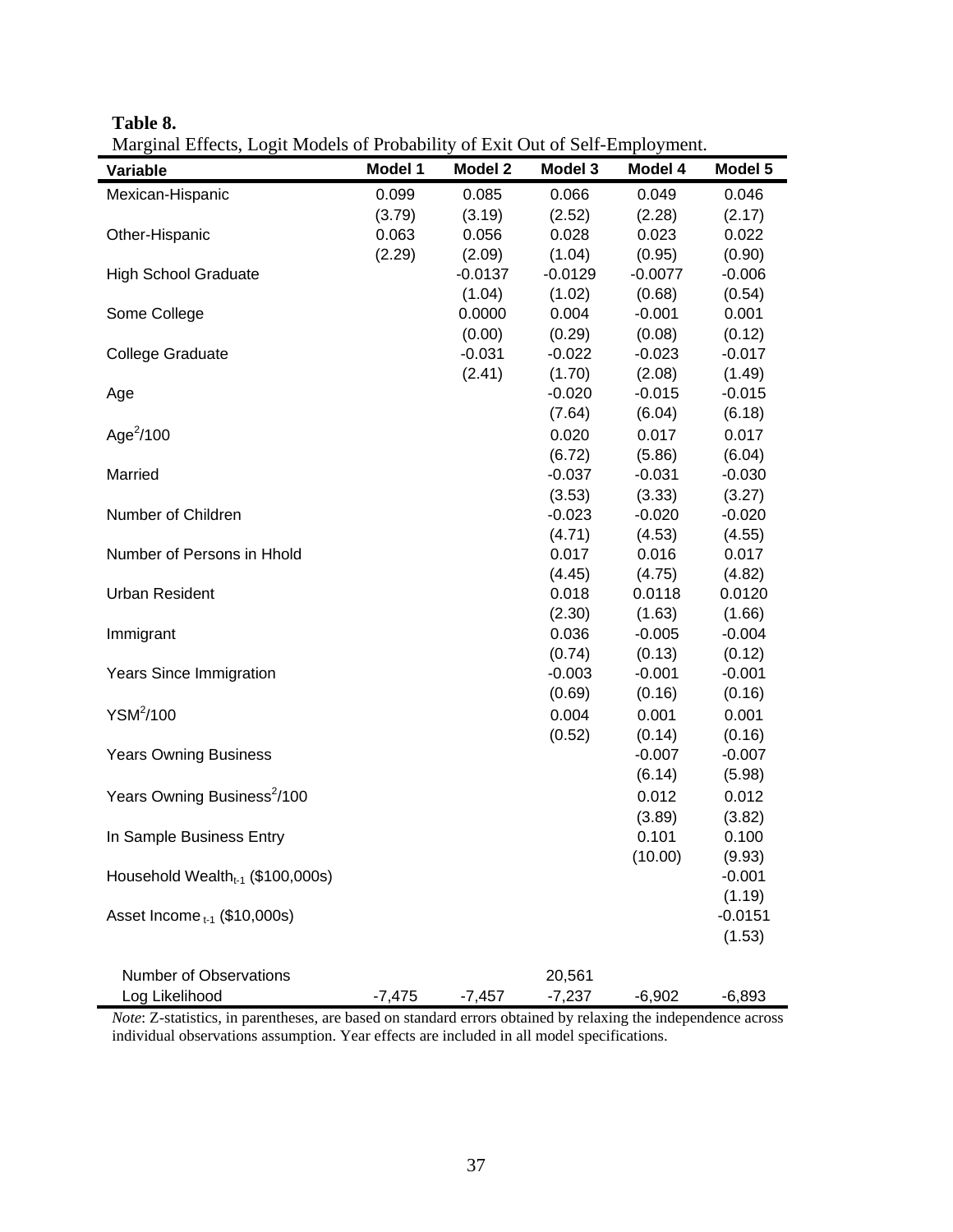**Table 8.**

Marginal Effects, Logit Models of Probability of Exit Out of Self-Employment.

| Variable | Model 1 | Model 2 | Model 3 | Model 4 | Model 5 |
|---|---|---|---|---|---|
| Mexican-Hispanic | 0.099 | 0.085 | 0.066 | 0.049 | 0.046 |
| | (3.79) | (3.19) | (2.52) | (2.28) | (2.17) |
| Other-Hispanic | 0.063 | 0.056 | 0.028 | 0.023 | 0.022 |
| | (2.29) | (2.09) | (1.04) | (0.95) | (0.90) |
| High School Graduate | | -0.0137 | -0.0129 | -0.0077 | -0.006 |
| | | (1.04) | (1.02) | (0.68) | (0.54) |
| Some College | | 0.0000 | 0.004 | -0.001 | 0.001 |
| | | (0.00) | (0.29) | (0.08) | (0.12) |
| College Graduate | | -0.031 | -0.022 | -0.023 | -0.017 |
| | | (2.41) | (1.70) | (2.08) | (1.49) |
| Age | | | -0.020 | -0.015 | -0.015 |
| | | | (7.64) | (6.04) | (6.18) |
| $Age^2/100$ | | | 0.020 | 0.017 | 0.017 |
| | | | (6.72) | (5.86) | (6.04) |
| Married | | | -0.037 | -0.031 | -0.030 |
| | | | (3.53) | (3.33) | (3.27) |
| Number of Children | | | -0.023 | -0.020 | -0.020 |
| | | | (4.71) | (4.53) | (4.55) |
| Number of Persons in Hhold | | | 0.017 | 0.016 | 0.017 |
| | | | (4.45) | (4.75) | (4.82) |
| Urban Resident | | | 0.018 | 0.0118 | 0.0120 |
| | | | (2.30) | (1.63) | (1.66) |
| Immigrant | | | 0.036 | -0.005 | -0.004 |
| | | | (0.74) | (0.13) | (0.12) |
| Years Since Immigration | | | -0.003 | -0.001 | -0.001 |
| | | | (0.69) | (0.16) | (0.16) |
| $YSM^2/100$ | | | 0.004 | 0.001 | 0.001 |
| | | | (0.52) | (0.14) | (0.16) |
| Years Owning Business | | | | -0.007 | -0.007 |
| | | | | (6.14) | (5.98) |
| Years Owning $Business^2/100$ | | | | 0.012 | 0.012 |
| | | | | (3.89) | (3.82) |
| In Sample Business Entry | | | | 0.101 | 0.100 |
| | | | | (10.00) | (9.93) |
| Household $Wealth_{t-1}$ ($100,000s) | | | | | -0.001 |
| | | | | | (1.19) |
| Asset $Income_{t-1}$ ($10,000s) | | | | | -0.0151 |
| | | | | | (1.53) |
| Number of Observations | | | 20,561 | | |
| Log Likelihood | -7,475 | -7,457 | -7,237 | -6,902 | -6,893 |

*Note*: Z-statistics, in parentheses, are based on standard errors obtained by relaxing the independence across individual observations assumption. Year effects are included in all model specifications.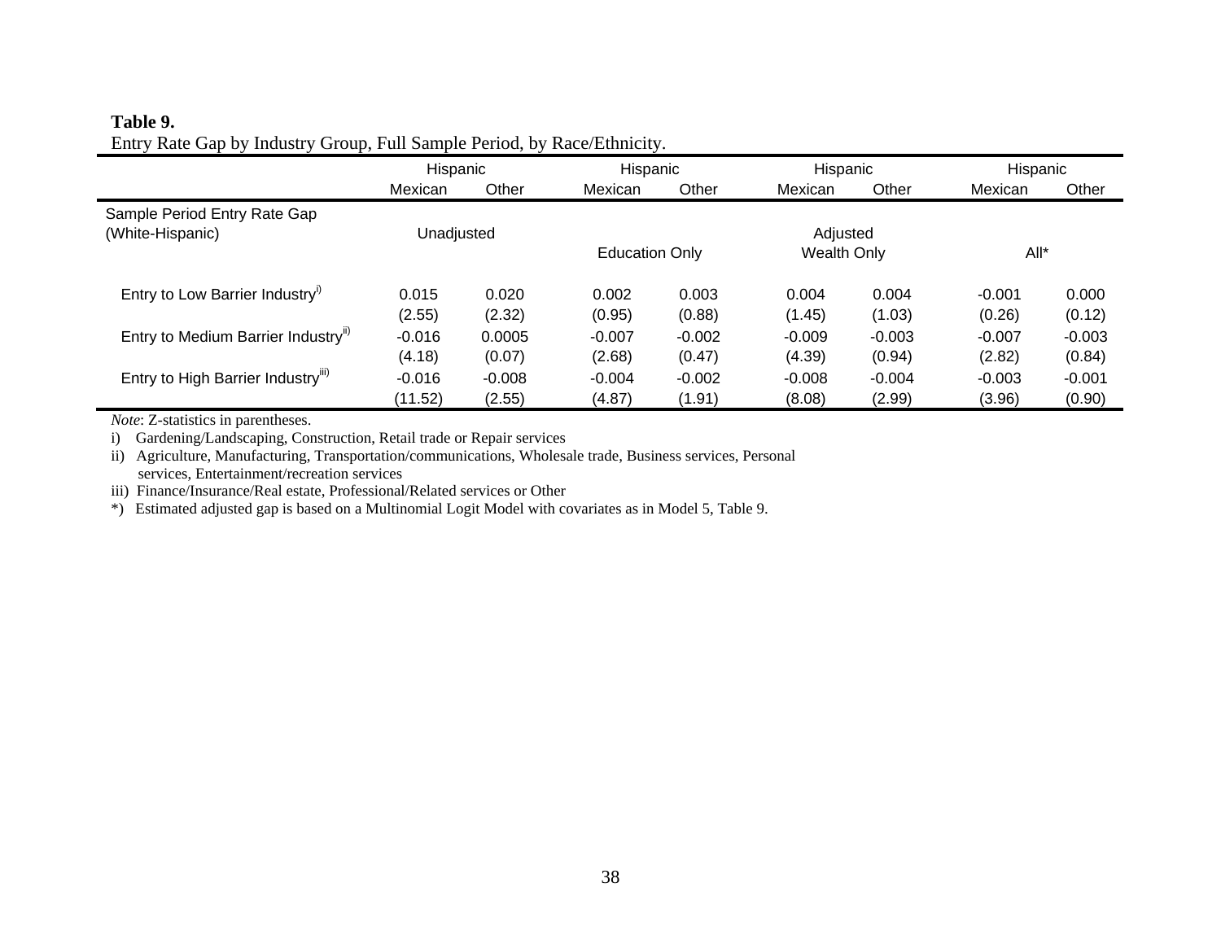**Table 9.**
Entry Rate Gap by Industry Group, Full Sample Period, by Race/Ethnicity.

| | Hispanic | | Hispanic | | Hispanic | | Hispanic | |
|---|---|---|---|---|---|---|---|---|
| | Mexican | Other | Mexican | Other | Mexican | Other | Mexican | Other |
| Sample Period Entry Rate Gap (White-Hispanic) | Unadjusted | | Adjusted | | | | | |
| | | | Education Only | | Wealth Only | | All* | |
| Entry to Low Barrier Industry[i)] | 0.015 | 0.020 | 0.002 | 0.003 | 0.004 | 0.004 | -0.001 | 0.000 |
| | (2.55) | (2.32) | (0.95) | (0.88) | (1.45) | (1.03) | (0.26) | (0.12) |
| Entry to Medium Barrier Industry[ii)] | -0.016 | 0.0005 | -0.007 | -0.002 | -0.009 | -0.003 | -0.007 | -0.003 |
| | (4.18) | (0.07) | (2.68) | (0.47) | (4.39) | (0.94) | (2.82) | (0.84) |
| Entry to High Barrier Industry[iii)] | -0.016 | -0.008 | -0.004 | -0.002 | -0.008 | -0.004 | -0.003 | -0.001 |
| | (11.52) | (2.55) | (4.87) | (1.91) | (8.08) | (2.99) | (3.96) | (0.90) |

*Note*: Z-statistics in parentheses.

i) Gardening/Landscaping, Construction, Retail trade or Repair services

ii) Agriculture, Manufacturing, Transportation/communications, Wholesale trade, Business services, Personal services, Entertainment/recreation services

iii) Finance/Insurance/Real estate, Professional/Related services or Other

*) Estimated adjusted gap is based on a Multinomial Logit Model with covariates as in Model 5, Table 9.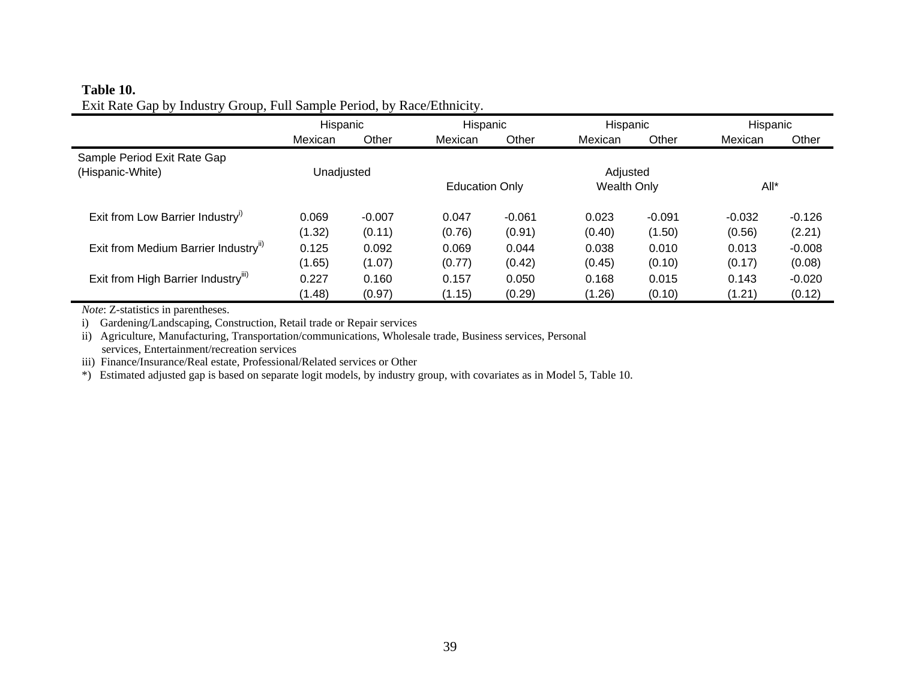**Table 10.**
Exit Rate Gap by Industry Group, Full Sample Period, by Race/Ethnicity.

| | Hispanic | | Hispanic | | Hispanic | | Hispanic | |
|---|---|---|---|---|---|---|---|---|
| | Mexican | Other | Mexican | Other | Mexican | Other | Mexican | Other |
| Sample Period Exit Rate Gap (Hispanic-White) | Unadjusted | | | | Adjusted | | | |
| | | | Education Only | | Wealth Only | | All* | |
| Exit from Low Barrier Industry[i)] | 0.069 | -0.007 | 0.047 | -0.061 | 0.023 | -0.091 | -0.032 | -0.126 |
| | (1.32) | (0.11) | (0.76) | (0.91) | (0.40) | (1.50) | (0.56) | (2.21) |
| Exit from Medium Barrier Industry[ii)] | 0.125 | 0.092 | 0.069 | 0.044 | 0.038 | 0.010 | 0.013 | -0.008 |
| | (1.65) | (1.07) | (0.77) | (0.42) | (0.45) | (0.10) | (0.17) | (0.08) |
| Exit from High Barrier Industry[iii)] | 0.227 | 0.160 | 0.157 | 0.050 | 0.168 | 0.015 | 0.143 | -0.020 |
| | (1.48) | (0.97) | (1.15) | (0.29) | (1.26) | (0.10) | (1.21) | (0.12) |

*Note*: Z-statistics in parentheses.

i) Gardening/Landscaping, Construction, Retail trade or Repair services

ii) Agriculture, Manufacturing, Transportation/communications, Wholesale trade, Business services, Personal services, Entertainment/recreation services

iii) Finance/Insurance/Real estate, Professional/Related services or Other

*) Estimated adjusted gap is based on separate logit models, by industry group, with covariates as in Model 5, Table 10.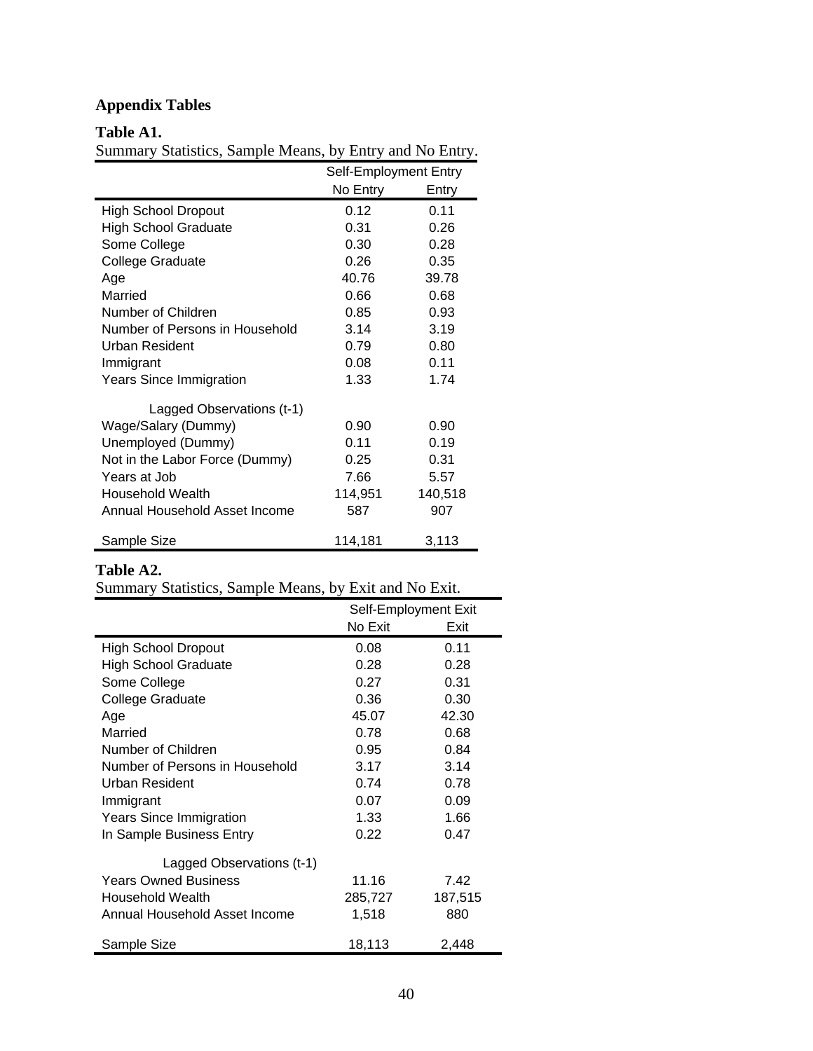## Appendix Tables

**Table A1.**

Summary Statistics, Sample Means, by Entry and No Entry.

| | Self-Employment Entry | |
|---|---|---|
| | No Entry | Entry |
| High School Dropout | 0.12 | 0.11 |
| High School Graduate | 0.31 | 0.26 |
| Some College | 0.30 | 0.28 |
| College Graduate | 0.26 | 0.35 |
| Age | 40.76 | 39.78 |
| Married | 0.66 | 0.68 |
| Number of Children | 0.85 | 0.93 |
| Number of Persons in Household | 3.14 | 3.19 |
| Urban Resident | 0.79 | 0.80 |
| Immigrant | 0.08 | 0.11 |
| Years Since Immigration | 1.33 | 1.74 |
| Lagged Observations (t-1) | | |
| Wage/Salary (Dummy) | 0.90 | 0.90 |
| Unemployed (Dummy) | 0.11 | 0.19 |
| Not in the Labor Force (Dummy) | 0.25 | 0.31 |
| Years at Job | 7.66 | 5.57 |
| Household Wealth | 114,951 | 140,518 |
| Annual Household Asset Income | 587 | 907 |
| Sample Size | 114,181 | 3,113 |

**Table A2.**

Summary Statistics, Sample Means, by Exit and No Exit.

| | Self-Employment Exit | |
|---|---|---|
| | No Exit | Exit |
| High School Dropout | 0.08 | 0.11 |
| High School Graduate | 0.28 | 0.28 |
| Some College | 0.27 | 0.31 |
| College Graduate | 0.36 | 0.30 |
| Age | 45.07 | 42.30 |
| Married | 0.78 | 0.68 |
| Number of Children | 0.95 | 0.84 |
| Number of Persons in Household | 3.17 | 3.14 |
| Urban Resident | 0.74 | 0.78 |
| Immigrant | 0.07 | 0.09 |
| Years Since Immigration | 1.33 | 1.66 |
| In Sample Business Entry | 0.22 | 0.47 |
| Lagged Observations (t-1) | | |
| Years Owned Business | 11.16 | 7.42 |
| Household Wealth | 285,727 | 187,515 |
| Annual Household Asset Income | 1,518 | 880 |
| Sample Size | 18,113 | 2,448 |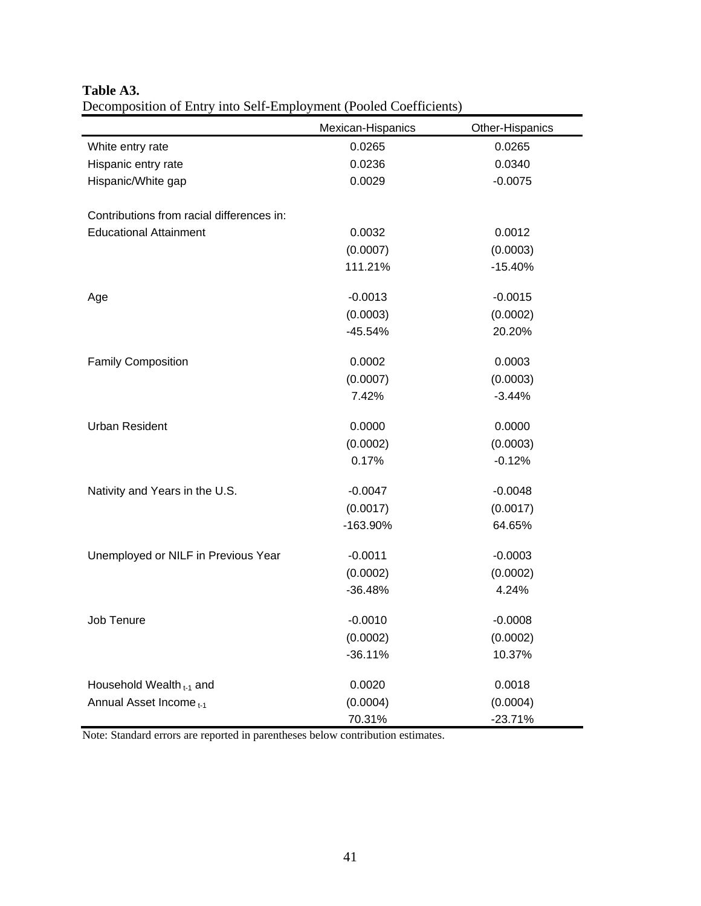**Table A3.**

Decomposition of Entry into Self-Employment (Pooled Coefficients)

| | Mexican-Hispanics | Other-Hispanics |
|---|---|---|
| White entry rate | 0.0265 | 0.0265 |
| Hispanic entry rate | 0.0236 | 0.0340 |
| Hispanic/White gap | 0.0029 | -0.0075 |
| | | |
| Contributions from racial differences in: | | |
| Educational Attainment | 0.0032 | 0.0012 |
| | (0.0007) | (0.0003) |
| | 111.21% | -15.40% |
| | | |
| Age | -0.0013 | -0.0015 |
| | (0.0003) | (0.0002) |
| | -45.54% | 20.20% |
| | | |
| Family Composition | 0.0002 | 0.0003 |
| | (0.0007) | (0.0003) |
| | 7.42% | -3.44% |
| | | |
| Urban Resident | 0.0000 | 0.0000 |
| | (0.0002) | (0.0003) |
| | 0.17% | -0.12% |
| | | |
| Nativity and Years in the U.S. | -0.0047 | -0.0048 |
| | (0.0017) | (0.0017) |
| | -163.90% | 64.65% |
| | | |
| Unemployed or NILF in Previous Year | -0.0011 | -0.0003 |
| | (0.0002) | (0.0002) |
| | -36.48% | 4.24% |
| | | |
| Job Tenure | -0.0010 | -0.0008 |
| | (0.0002) | (0.0002) |
| | -36.11% | 10.37% |
| | | |
| Household Wealth $_{t-1}$ and | 0.0020 | 0.0018 |
| Annual Asset Income $_{t-1}$ | (0.0004) | (0.0004) |
| | 70.31% | -23.71% |

Note: Standard errors are reported in parentheses below contribution estimates.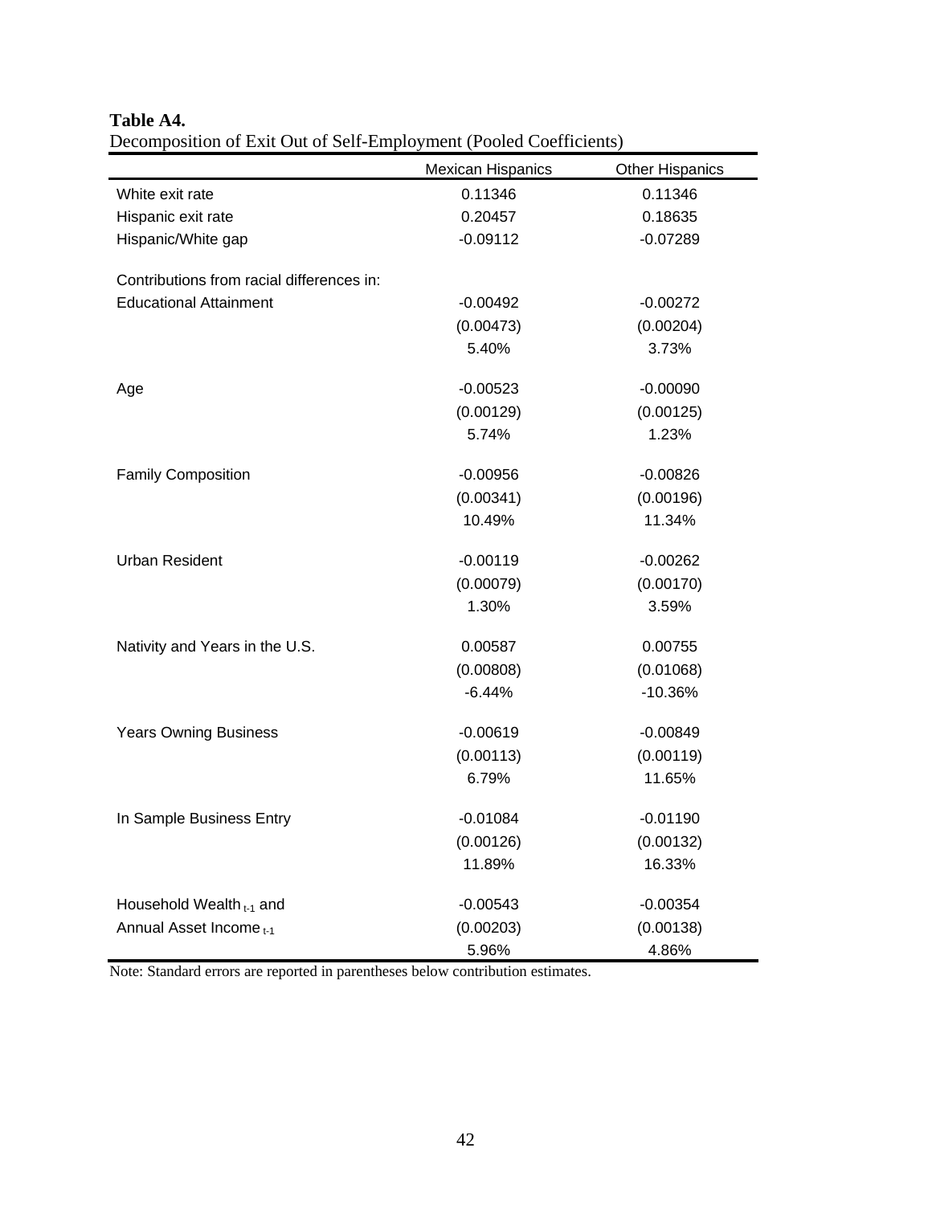**Table A4.**

Decomposition of Exit Out of Self-Employment (Pooled Coefficients)

| | Mexican Hispanics | Other Hispanics |
|---|---|---|
| White exit rate | 0.11346 | 0.11346 |
| Hispanic exit rate | 0.20457 | 0.18635 |
| Hispanic/White gap | -0.09112 | -0.07289 |
| | | |
| Contributions from racial differences in: | | |
| Educational Attainment | -0.00492 | -0.00272 |
| | (0.00473) | (0.00204) |
| | 5.40% | 3.73% |
| | | |
| Age | -0.00523 | -0.00090 |
| | (0.00129) | (0.00125) |
| | 5.74% | 1.23% |
| | | |
| Family Composition | -0.00956 | -0.00826 |
| | (0.00341) | (0.00196) |
| | 10.49% | 11.34% |
| | | |
| Urban Resident | -0.00119 | -0.00262 |
| | (0.00079) | (0.00170) |
| | 1.30% | 3.59% |
| | | |
| Nativity and Years in the U.S. | 0.00587 | 0.00755 |
| | (0.00808) | (0.01068) |
| | -6.44% | -10.36% |
| | | |
| Years Owning Business | -0.00619 | -0.00849 |
| | (0.00113) | (0.00119) |
| | 6.79% | 11.65% |
| | | |
| In Sample Business Entry | -0.01084 | -0.01190 |
| | (0.00126) | (0.00132) |
| | 11.89% | 16.33% |
| | | |
| Household Wealth $_{t-1}$ and | -0.00543 | -0.00354 |
| Annual Asset Income $_{t-1}$ | (0.00203) | (0.00138) |
| | 5.96% | 4.86% |

Note: Standard errors are reported in parentheses below contribution estimates.